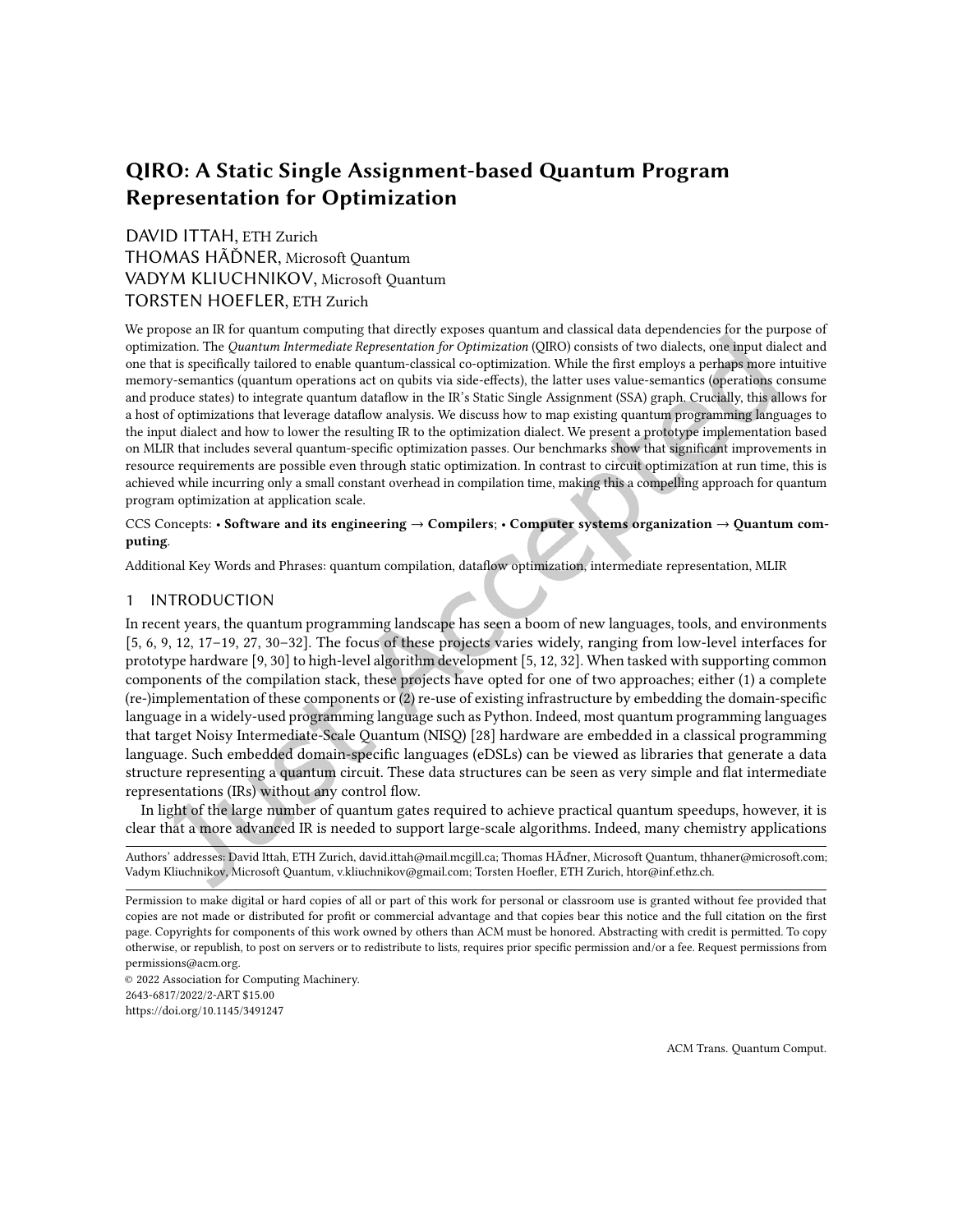# QIRO: A Static Single Assignment-based Quantum Program Representation for Optimization

DAVID ITTAH, ETH Zurich
THOMAS HÃĎNER, Microsoft Quantum
VADYM KLIUCHNIKOV, Microsoft Quantum
TORSTEN HOEFLER, ETH Zurich

We propose an IR for quantum computing that directly exposes quantum and classical data dependencies for the purpose of optimization. The *Quantum Intermediate Representation for Optimization* (QIRO) consists of two dialects, one input dialect and one that is specifically tailored to enable quantum-classical co-optimization. While the first employs a perhaps more intuitive memory-semantics (quantum operations act on qubits via side-effects), the latter uses value-semantics (operations consume and produce states) to integrate quantum dataflow in the IR's Static Single Assignment (SSA) graph. Crucially, this allows for a host of optimizations that leverage dataflow analysis. We discuss how to map existing quantum programming languages to the input dialect and how to lower the resulting IR to the optimization dialect. We present a prototype implementation based on MLIR that includes several quantum-specific optimization passes. Our benchmarks show that significant improvements in resource requirements are possible even through static optimization. In contrast to circuit optimization at run time, this is achieved while incurring only a small constant overhead in compilation time, making this a compelling approach for quantum program optimization at application scale.

CCS Concepts: • **Software and its engineering → Compilers**; • **Computer systems organization → Quantum computing**.

Additional Key Words and Phrases: quantum compilation, dataflow optimization, intermediate representation, MLIR

## 1 INTRODUCTION

In recent years, the quantum programming landscape has seen a boom of new languages, tools, and environments [5, 6, 9, 12, 17–19, 27, 30–32]. The focus of these projects varies widely, ranging from low-level interfaces for prototype hardware [9, 30] to high-level algorithm development [5, 12, 32]. When tasked with supporting common components of the compilation stack, these projects have opted for one of two approaches; either (1) a complete (re-)implementation of these components or (2) re-use of existing infrastructure by embedding the domain-specific language in a widely-used programming language such as Python. Indeed, most quantum programming languages that target Noisy Intermediate-Scale Quantum (NISQ) [28] hardware are embedded in a classical programming language. Such embedded domain-specific languages (eDSLs) can be viewed as libraries that generate a data structure representing a quantum circuit. These data structures can be seen as very simple and flat intermediate representations (IRs) without any control flow.

In light of the large number of quantum gates required to achieve practical quantum speedups, however, it is clear that a more advanced IR is needed to support large-scale algorithms. Indeed, many chemistry applications

Authors' addresses: David Ittah, ETH Zurich, david.ittah@mail.mcgill.ca; Thomas HÃďner, Microsoft Quantum, thhaner@microsoft.com; Vadym Kliuchnikov, Microsoft Quantum, v.kliuchnikov@gmail.com; Torsten Hoefler, ETH Zurich, htor@inf.ethz.ch.

Permission to make digital or hard copies of all or part of this work for personal or classroom use is granted without fee provided that copies are not made or distributed for profit or commercial advantage and that copies bear this notice and the full citation on the first page. Copyrights for components of this work owned by others than ACM must be honored. Abstracting with credit is permitted. To copy otherwise, or republish, to post on servers or to redistribute to lists, requires prior specific permission and/or a fee. Request permissions from permissions@acm.org.

© 2022 Association for Computing Machinery.
2643-6817/2022/2-ART $15.00
https://doi.org/10.1145/3491247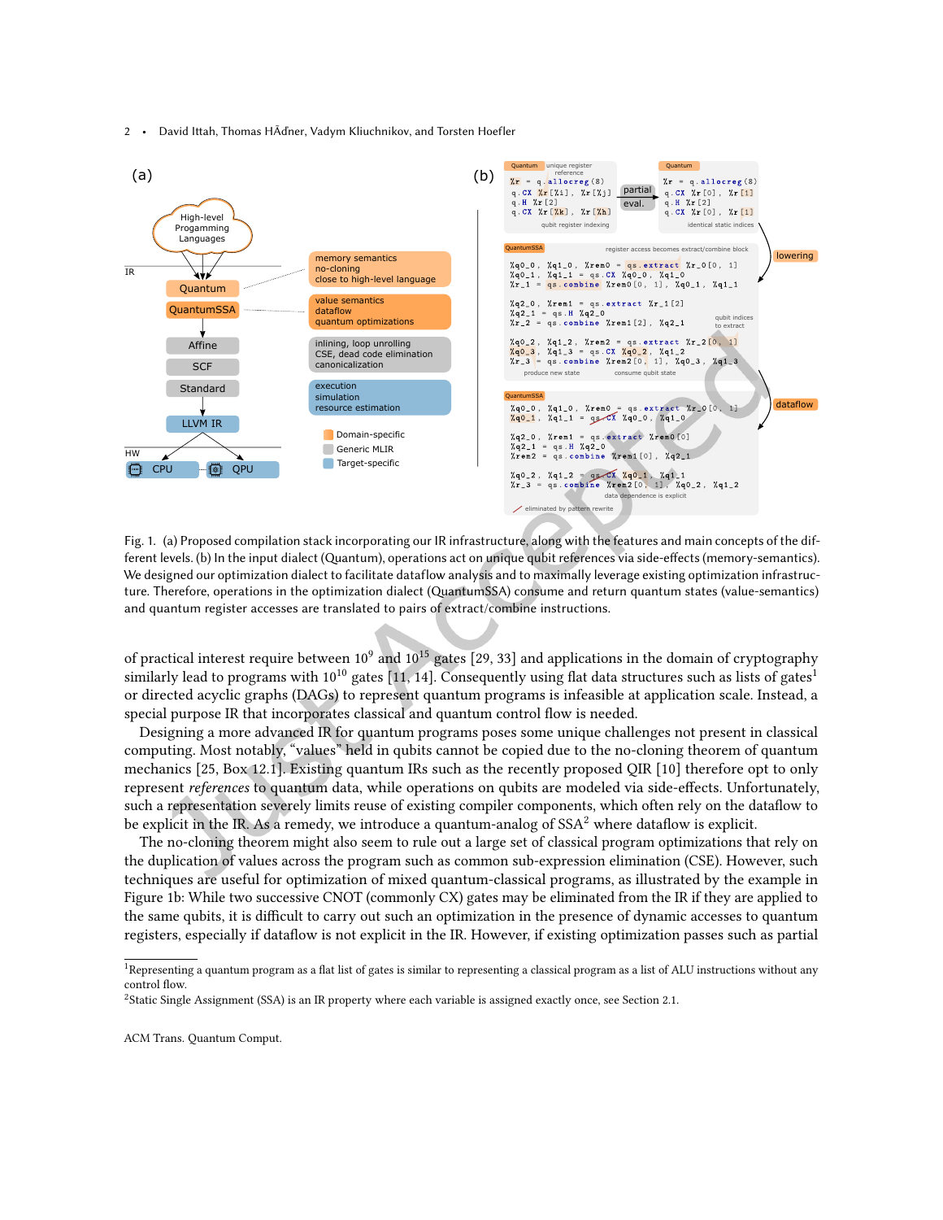Fig. 1. (a) Proposed compilation stack incorporating our IR infrastructure, along with the features and main concepts of the different levels. (b) In the input dialect (Quantum), operations act on unique qubit references via side-effects (memory-semantics). We designed our optimization dialect to facilitate dataflow analysis and to maximally leverage existing optimization infrastructure. Therefore, operations in the optimization dialect (QuantumSSA) consume and return quantum states (value-semantics) and quantum register accesses are translated to pairs of extract/combine instructions.

of practical interest require between $10^9$ and $10^{15}$ gates [29, 33] and applications in the domain of cryptography similarly lead to programs with $10^{10}$ gates [11, 14]. Consequently using flat data structures such as lists of gates[1] or directed acyclic graphs (DAGs) to represent quantum programs is infeasible at application scale. Instead, a special purpose IR that incorporates classical and quantum control flow is needed.

Designing a more advanced IR for quantum programs poses some unique challenges not present in classical computing. Most notably, "values" held in qubits cannot be copied due to the no-cloning theorem of quantum mechanics [25, Box 12.1]. Existing quantum IRs such as the recently proposed QIR [10] therefore opt to only represent *references* to quantum data, while operations on qubits are modeled via side-effects. Unfortunately, such a representation severely limits reuse of existing compiler components, which often rely on the dataflow to be explicit in the IR. As a remedy, we introduce a quantum-analog of SSA[2] where dataflow is explicit.

The no-cloning theorem might also seem to rule out a large set of classical program optimizations that rely on the duplication of values across the program such as common sub-expression elimination (CSE). However, such techniques are useful for optimization of mixed quantum-classical programs, as illustrated by the example in Figure 1b: While two successive CNOT (commonly CX) gates may be eliminated from the IR if they are applied to the same qubits, it is difficult to carry out such an optimization in the presence of dynamic accesses to quantum registers, especially if dataflow is not explicit in the IR. However, if existing optimization passes such as partial

[1] Representing a quantum program as a flat list of gates is similar to representing a classical program as a list of ALU instructions without any control flow.

[2] Static Single Assignment (SSA) is an IR property where each variable is assigned exactly once, see Section 2.1.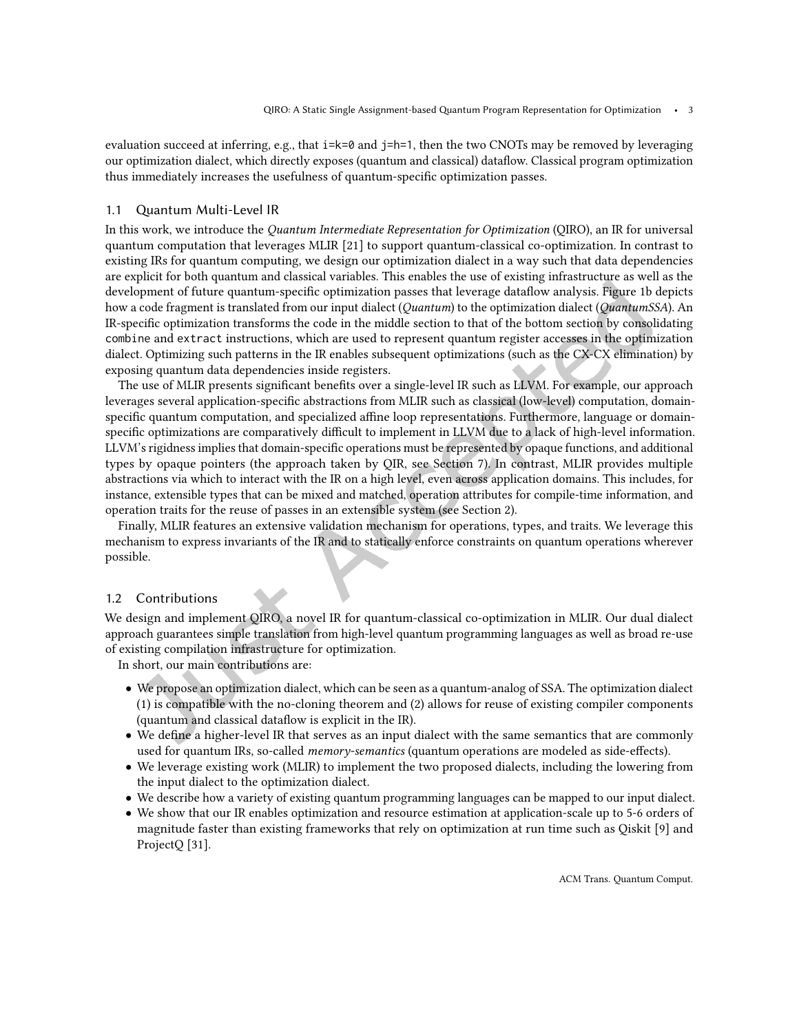evaluation succeed at inferring, e.g., that `i=k=0` and `j=h=1`, then the two CNOTs may be removed by leveraging our optimization dialect, which directly exposes (quantum and classical) dataflow. Classical program optimization thus immediately increases the usefulness of quantum-specific optimization passes.

## 1.1 Quantum Multi-Level IR

In this work, we introduce the *Quantum Intermediate Representation for Optimization* (QIRO), an IR for universal quantum computation that leverages MLIR [21] to support quantum-classical co-optimization. In contrast to existing IRs for quantum computing, we design our optimization dialect in a way such that data dependencies are explicit for both quantum and classical variables. This enables the use of existing infrastructure as well as the development of future quantum-specific optimization passes that leverage dataflow analysis. Figure 1b depicts how a code fragment is translated from our input dialect (*Quantum*) to the optimization dialect (*QuantumSSA*). An IR-specific optimization transforms the code in the middle section to that of the bottom section by consolidating `combine` and `extract` instructions, which are used to represent quantum register accesses in the optimization dialect. Optimizing such patterns in the IR enables subsequent optimizations (such as the CX-CX elimination) by exposing quantum data dependencies inside registers.

The use of MLIR presents significant benefits over a single-level IR such as LLVM. For example, our approach leverages several application-specific abstractions from MLIR such as classical (low-level) computation, domain-specific quantum computation, and specialized affine loop representations. Furthermore, language or domain-specific optimizations are comparatively difficult to implement in LLVM due to a lack of high-level information. LLVM's rigidness implies that domain-specific operations must be represented by opaque functions, and additional types by opaque pointers (the approach taken by QIR, see Section 7). In contrast, MLIR provides multiple abstractions via which to interact with the IR on a high level, even across application domains. This includes, for instance, extensible types that can be mixed and matched, operation attributes for compile-time information, and operation traits for the reuse of passes in an extensible system (see Section 2).

Finally, MLIR features an extensive validation mechanism for operations, types, and traits. We leverage this mechanism to express invariants of the IR and to statically enforce constraints on quantum operations wherever possible.

## 1.2 Contributions

We design and implement QIRO, a novel IR for quantum-classical co-optimization in MLIR. Our dual dialect approach guarantees simple translation from high-level quantum programming languages as well as broad re-use of existing compilation infrastructure for optimization.

In short, our main contributions are:

- We propose an optimization dialect, which can be seen as a quantum-analog of SSA. The optimization dialect (1) is compatible with the no-cloning theorem and (2) allows for reuse of existing compiler components (quantum and classical dataflow is explicit in the IR).
- We define a higher-level IR that serves as an input dialect with the same semantics that are commonly used for quantum IRs, so-called *memory-semantics* (quantum operations are modeled as side-effects).
- We leverage existing work (MLIR) to implement the two proposed dialects, including the lowering from the input dialect to the optimization dialect.
- We describe how a variety of existing quantum programming languages can be mapped to our input dialect.
- We show that our IR enables optimization and resource estimation at application-scale up to 5-6 orders of magnitude faster than existing frameworks that rely on optimization at run time such as Qiskit [9] and ProjectQ [31].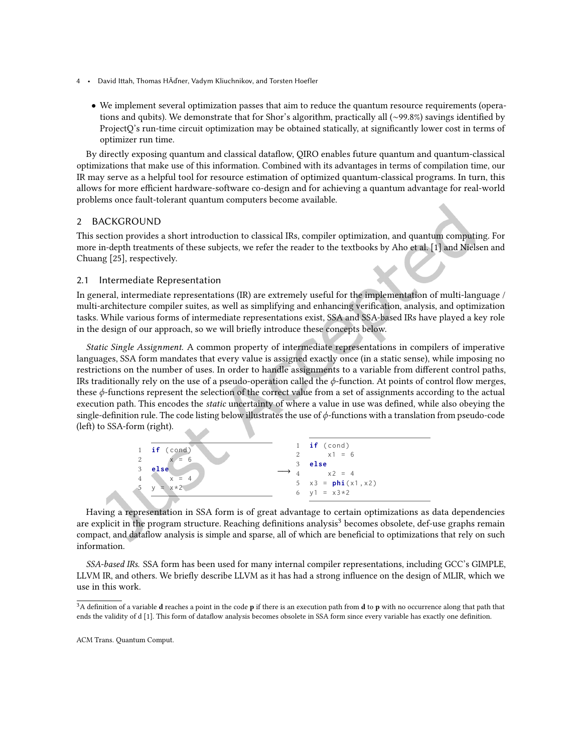- We implement several optimization passes that aim to reduce the quantum resource requirements (operations and qubits). We demonstrate that for Shor's algorithm, practically all (~99.8%) savings identified by ProjectQ's run-time circuit optimization may be obtained statically, at significantly lower cost in terms of optimizer run time.

By directly exposing quantum and classical dataflow, QIRO enables future quantum and quantum-classical optimizations that make use of this information. Combined with its advantages in terms of compilation time, our IR may serve as a helpful tool for resource estimation of optimized quantum-classical programs. In turn, this allows for more efficient hardware-software co-design and for achieving a quantum advantage for real-world problems once fault-tolerant quantum computers become available.

## 2 BACKGROUND

This section provides a short introduction to classical IRs, compiler optimization, and quantum computing. For more in-depth treatments of these subjects, we refer the reader to the textbooks by Aho et al. [1] and Nielsen and Chuang [25], respectively.

### 2.1 Intermediate Representation

In general, intermediate representations (IR) are extremely useful for the implementation of multi-language / multi-architecture compiler suites, as well as simplifying and enhancing verification, analysis, and optimization tasks. While various forms of intermediate representations exist, SSA and SSA-based IRs have played a key role in the design of our approach, so we will briefly introduce these concepts below.

*Static Single Assignment.* A common property of intermediate representations in compilers of imperative languages, SSA form mandates that every value is assigned exactly once (in a static sense), while imposing no restrictions on the number of uses. In order to handle assignments to a variable from different control paths, IRs traditionally rely on the use of a pseudo-operation called the $\phi$-function. At points of control flow merges, these $\phi$-functions represent the selection of the correct value from a set of assignments according to the actual execution path. This encodes the *static* uncertainty of where a value in use was defined, while also obeying the single-definition rule. The code listing below illustrates the use of $\phi$-functions with a translation from pseudo-code (left) to SSA-form (right).

```
1  if (cond)
2      x = 6
3  else
4      x = 4
5  y = x*2
```

$\longrightarrow$

```
1  if (cond)
2      x1 = 6
3  else
4      x2 = 4
5  x3 = phi(x1,x2)
6  y1 = x3*2
```

Having a representation in SSA form is of great advantage to certain optimizations as data dependencies are explicit in the program structure. Reaching definitions analysis[3] becomes obsolete, def-use graphs remain compact, and dataflow analysis is simple and sparse, all of which are beneficial to optimizations that rely on such information.

*SSA-based IRs.* SSA form has been used for many internal compiler representations, including GCC's GIMPLE, LLVM IR, and others. We briefly describe LLVM as it has had a strong influence on the design of MLIR, which we use in this work.

[3] A definition of a variable **d** reaches a point in the code **p** if there is an execution path from **d** to **p** with no occurrence along that path that ends the validity of d [1]. This form of dataflow analysis becomes obsolete in SSA form since every variable has exactly one definition.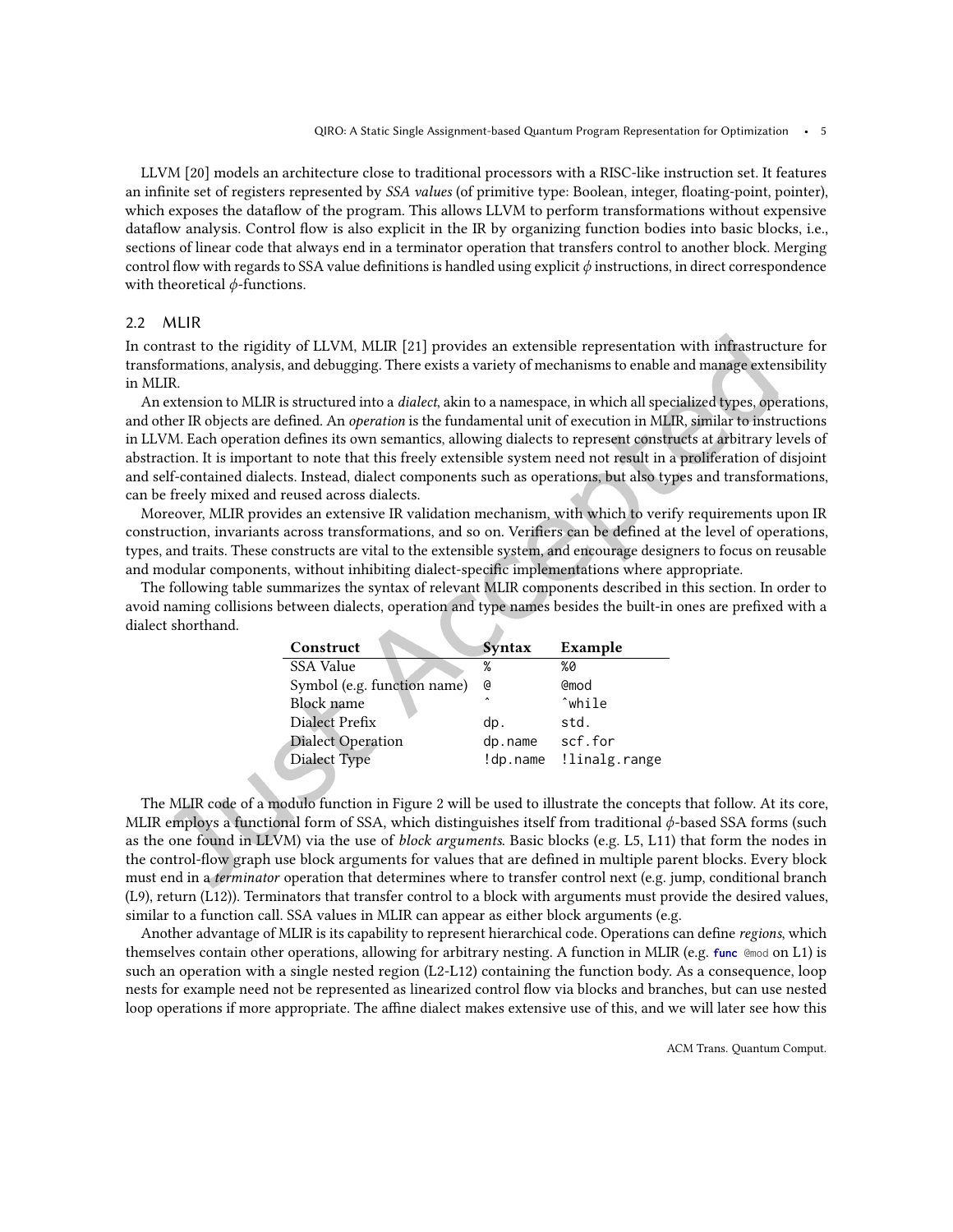LLVM [20] models an architecture close to traditional processors with a RISC-like instruction set. It features an infinite set of registers represented by *SSA values* (of primitive type: Boolean, integer, floating-point, pointer), which exposes the dataflow of the program. This allows LLVM to perform transformations without expensive dataflow analysis. Control flow is also explicit in the IR by organizing function bodies into basic blocks, i.e., sections of linear code that always end in a terminator operation that transfers control to another block. Merging control flow with regards to SSA value definitions is handled using explicit $\phi$ instructions, in direct correspondence with theoretical $\phi$-functions.

## 2.2 MLIR

In contrast to the rigidity of LLVM, MLIR [21] provides an extensible representation with infrastructure for transformations, analysis, and debugging. There exists a variety of mechanisms to enable and manage extensibility in MLIR.

An extension to MLIR is structured into a *dialect*, akin to a namespace, in which all specialized types, operations, and other IR objects are defined. An *operation* is the fundamental unit of execution in MLIR, similar to instructions in LLVM. Each operation defines its own semantics, allowing dialects to represent constructs at arbitrary levels of abstraction. It is important to note that this freely extensible system need not result in a proliferation of disjoint and self-contained dialects. Instead, dialect components such as operations, but also types and transformations, can be freely mixed and reused across dialects.

Moreover, MLIR provides an extensive IR validation mechanism, with which to verify requirements upon IR construction, invariants across transformations, and so on. Verifiers can be defined at the level of operations, types, and traits. These constructs are vital to the extensible system, and encourage designers to focus on reusable and modular components, without inhibiting dialect-specific implementations where appropriate.

The following table summarizes the syntax of relevant MLIR components described in this section. In order to avoid naming collisions between dialects, operation and type names besides the built-in ones are prefixed with a dialect shorthand.

| Construct | Syntax | Example |
|---|---|---|
| SSA Value | `%` | `%0` |
| Symbol (e.g. function name) | `@` | `@mod` |
| Block name | `^` | `^while` |
| Dialect Prefix | `dp.` | `std.` |
| Dialect Operation | `dp.name` | `scf.for` |
| Dialect Type | `!dp.name` | `!linalg.range` |

The MLIR code of a modulo function in Figure 2 will be used to illustrate the concepts that follow. At its core, MLIR employs a functional form of SSA, which distinguishes itself from traditional $\phi$-based SSA forms (such as the one found in LLVM) via the use of *block arguments*. Basic blocks (e.g. L5, L11) that form the nodes in the control-flow graph use block arguments for values that are defined in multiple parent blocks. Every block must end in a *terminator* operation that determines where to transfer control next (e.g. jump, conditional branch (L9), return (L12)). Terminators that transfer control to a block with arguments must provide the desired values, similar to a function call. SSA values in MLIR can appear as either block arguments (e.g.

Another advantage of MLIR is its capability to represent hierarchical code. Operations can define *regions*, which themselves contain other operations, allowing for arbitrary nesting. A function in MLIR (e.g. **`func`** `@mod` on L1) is such an operation with a single nested region (L2-L12) containing the function body. As a consequence, loop nests for example need not be represented as linearized control flow via blocks and branches, but can use nested loop operations if more appropriate. The affine dialect makes extensive use of this, and we will later see how this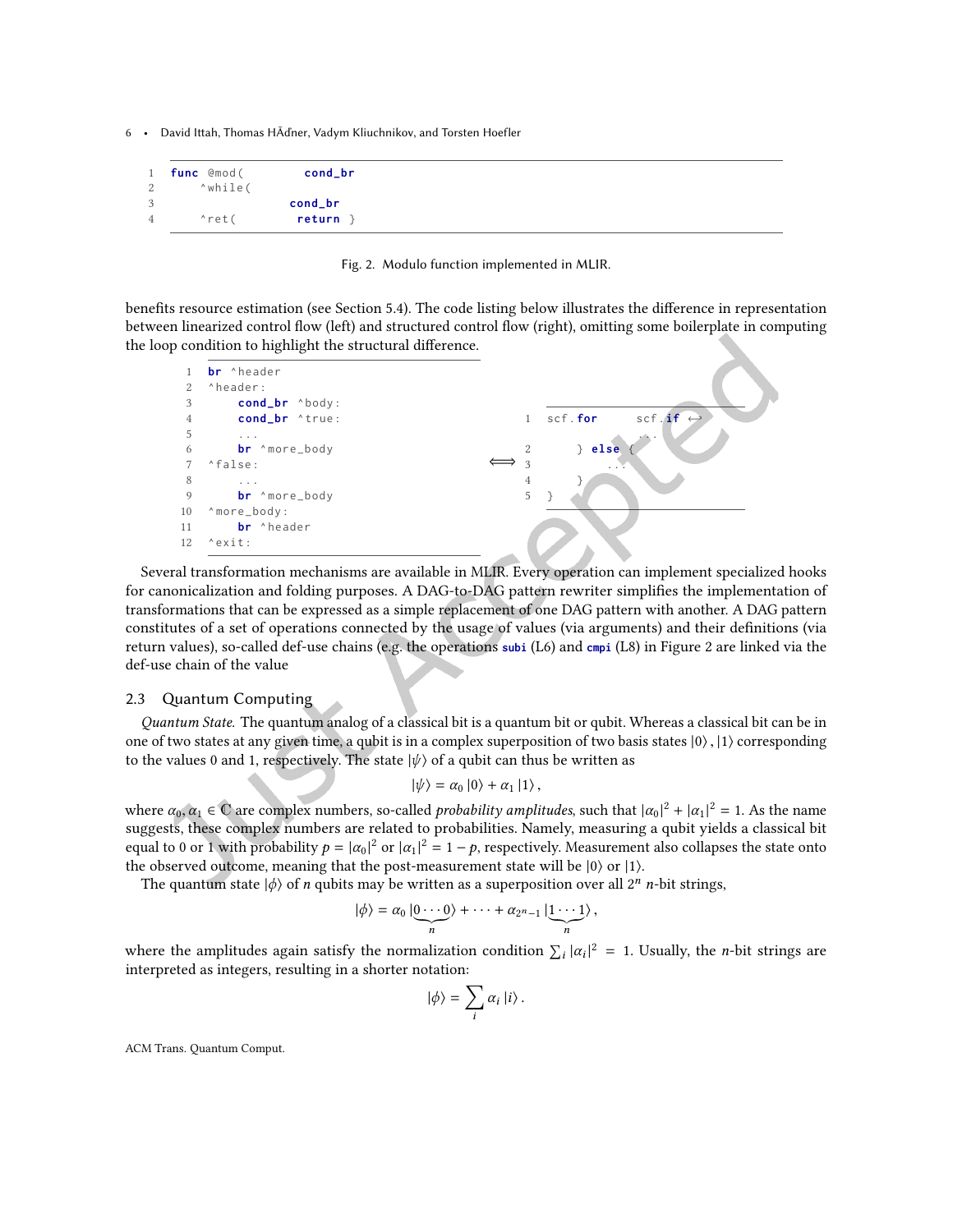```
1  func @mod(        cond_br
2      ^while(
3                  cond_br
4      ^ret(         return }
```

Fig. 2. Modulo function implemented in MLIR.

benefits resource estimation (see Section 5.4). The code listing below illustrates the difference in representation between linearized control flow (left) and structured control flow (right), omitting some boilerplate in computing the loop condition to highlight the structural difference.

```
1   br ^header
2   ^header:
3       cond_br ^body:
4       cond_br ^true:
5       ...
6       br ^more_body
7   ^false:
8       ...
9       br ^more_body
10  ^more_body:
11      br ^header
12  ^exit:
```

$\Longleftrightarrow$

```
1  scf.for      scf.if ↩
       ...
2      } else {
3          ...
4      }
5  }
```

Several transformation mechanisms are available in MLIR. Every operation can implement specialized hooks for canonicalization and folding purposes. A DAG-to-DAG pattern rewriter simplifies the implementation of transformations that can be expressed as a simple replacement of one DAG pattern with another. A DAG pattern constitutes of a set of operations connected by the usage of values (via arguments) and their definitions (via return values), so-called def-use chains (e.g. the operations `subi` (L6) and `cmpi` (L8) in Figure 2 are linked via the def-use chain of the value

## 2.3 Quantum Computing

*Quantum State.* The quantum analog of a classical bit is a quantum bit or qubit. Whereas a classical bit can be in one of two states at any given time, a qubit is in a complex superposition of two basis states $|0\rangle, |1\rangle$ corresponding to the values 0 and 1, respectively. The state $|\psi\rangle$ of a qubit can thus be written as

$$|\psi\rangle = \alpha_0 |0\rangle + \alpha_1 |1\rangle,$$

where $\alpha_0, \alpha_1 \in \mathbb{C}$ are complex numbers, so-called *probability amplitudes*, such that $|\alpha_0|^2 + |\alpha_1|^2 = 1$. As the name suggests, these complex numbers are related to probabilities. Namely, measuring a qubit yields a classical bit equal to 0 or 1 with probability $p = |\alpha_0|^2$ or $|\alpha_1|^2 = 1 - p$, respectively. Measurement also collapses the state onto the observed outcome, meaning that the post-measurement state will be $|0\rangle$ or $|1\rangle$.

The quantum state $|\phi\rangle$ of $n$ qubits may be written as a superposition over all $2^n$ $n$-bit strings,

$$|\phi\rangle = \alpha_0 |\underbrace{0 \cdots 0}_{n}\rangle + \cdots + \alpha_{2^n-1} |\underbrace{1 \cdots 1}_{n}\rangle,$$

where the amplitudes again satisfy the normalization condition $\sum_i |\alpha_i|^2 = 1$. Usually, the $n$-bit strings are interpreted as integers, resulting in a shorter notation:

$$|\phi\rangle = \sum_i \alpha_i |i\rangle.$$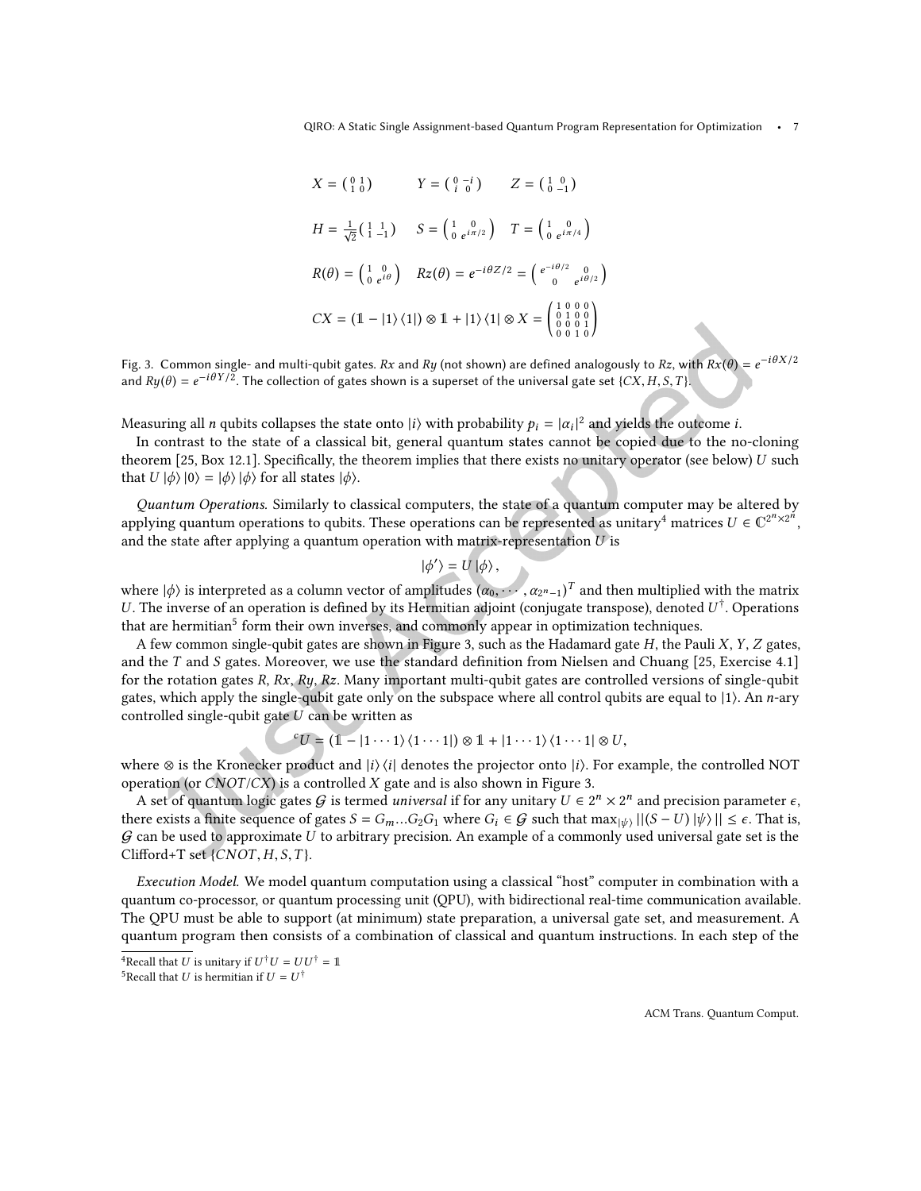$$X = \begin{pmatrix} 0 & 1 \\ 1 & 0 \end{pmatrix} \qquad Y = \begin{pmatrix} 0 & -i \\ i & 0 \end{pmatrix} \qquad Z = \begin{pmatrix} 1 & 0 \\ 0 & -1 \end{pmatrix}$$

$$H = \frac{1}{\sqrt{2}}\begin{pmatrix} 1 & 1 \\ 1 & -1 \end{pmatrix} \qquad S = \begin{pmatrix} 1 & 0 \\ 0 & e^{i\pi/2} \end{pmatrix} \qquad T = \begin{pmatrix} 1 & 0 \\ 0 & e^{i\pi/4} \end{pmatrix}$$

$$R(\theta) = \begin{pmatrix} 1 & 0 \\ 0 & e^{i\theta} \end{pmatrix} \qquad Rz(\theta) = e^{-i\theta Z/2} = \begin{pmatrix} e^{-i\theta/2} & 0 \\ 0 & e^{i\theta/2} \end{pmatrix}$$

$$CX = (\mathbb{1} - |1\rangle\langle 1|) \otimes \mathbb{1} + |1\rangle\langle 1| \otimes X = \begin{pmatrix} 1 & 0 & 0 & 0 \\ 0 & 1 & 0 & 0 \\ 0 & 0 & 0 & 1 \\ 0 & 0 & 1 & 0 \end{pmatrix}$$

Fig. 3. Common single- and multi-qubit gates. $Rx$ and $Ry$ (not shown) are defined analogously to $Rz$, with $Rx(\theta) = e^{-i\theta X/2}$ and $Ry(\theta) = e^{-i\theta Y/2}$. The collection of gates shown is a superset of the universal gate set $\{CX, H, S, T\}$.

Measuring all $n$ qubits collapses the state onto $|i\rangle$ with probability $p_i = |\alpha_i|^2$ and yields the outcome $i$.

In contrast to the state of a classical bit, general quantum states cannot be copied due to the no-cloning theorem [25, Box 12.1]. Specifically, the theorem implies that there exists no unitary operator (see below) $U$ such that $U|\phi\rangle|0\rangle = |\phi\rangle|\phi\rangle$ for all states $|\phi\rangle$.

*Quantum Operations.* Similarly to classical computers, the state of a quantum computer may be altered by applying quantum operations to qubits. These operations can be represented as unitary[4] matrices $U \in \mathbb{C}^{2^n \times 2^n}$, and the state after applying a quantum operation with matrix-representation $U$ is

$$|\phi'\rangle = U|\phi\rangle,$$

where $|\phi\rangle$ is interpreted as a column vector of amplitudes $(\alpha_0, \cdots, \alpha_{2^n-1})^T$ and then multiplied with the matrix $U$. The inverse of an operation is defined by its Hermitian adjoint (conjugate transpose), denoted $U^\dagger$. Operations that are hermitian[5] form their own inverses, and commonly appear in optimization techniques.

A few common single-qubit gates are shown in Figure 3, such as the Hadamard gate $H$, the Pauli $X$, $Y$, $Z$ gates, and the $T$ and $S$ gates. Moreover, we use the standard definition from Nielsen and Chuang [25, Exercise 4.1] for the rotation gates $R$, $Rx$, $Ry$, $Rz$. Many important multi-qubit gates are controlled versions of single-qubit gates, which apply the single-qubit gate only on the subspace where all control qubits are equal to $|1\rangle$. An $n$-ary controlled single-qubit gate $U$ can be written as

$$^cU = (\mathbb{1} - |1\cdots 1\rangle\langle 1\cdots 1|) \otimes \mathbb{1} + |1\cdots 1\rangle\langle 1\cdots 1| \otimes U,$$

where $\otimes$ is the Kronecker product and $|i\rangle\langle i|$ denotes the projector onto $|i\rangle$. For example, the controlled NOT operation (or $CNOT/CX$) is a controlled $X$ gate and is also shown in Figure 3.

A set of quantum logic gates $\mathcal{G}$ is termed *universal* if for any unitary $U \in 2^n \times 2^n$ and precision parameter $\epsilon$, there exists a finite sequence of gates $S = G_m \ldots G_2 G_1$ where $G_i \in \mathcal{G}$ such that $\max_{|\psi\rangle} ||(S - U)|\psi\rangle|| \leq \epsilon$. That is, $\mathcal{G}$ can be used to approximate $U$ to arbitrary precision. An example of a commonly used universal gate set is the Clifford+T set $\{CNOT, H, S, T\}$.

*Execution Model.* We model quantum computation using a classical "host" computer in combination with a quantum co-processor, or quantum processing unit (QPU), with bidirectional real-time communication available. The QPU must be able to support (at minimum) state preparation, a universal gate set, and measurement. A quantum program then consists of a combination of classical and quantum instructions. In each step of the

[4] Recall that $U$ is unitary if $U^\dagger U = UU^\dagger = \mathbb{1}$

[5] Recall that $U$ is hermitian if $U = U^\dagger$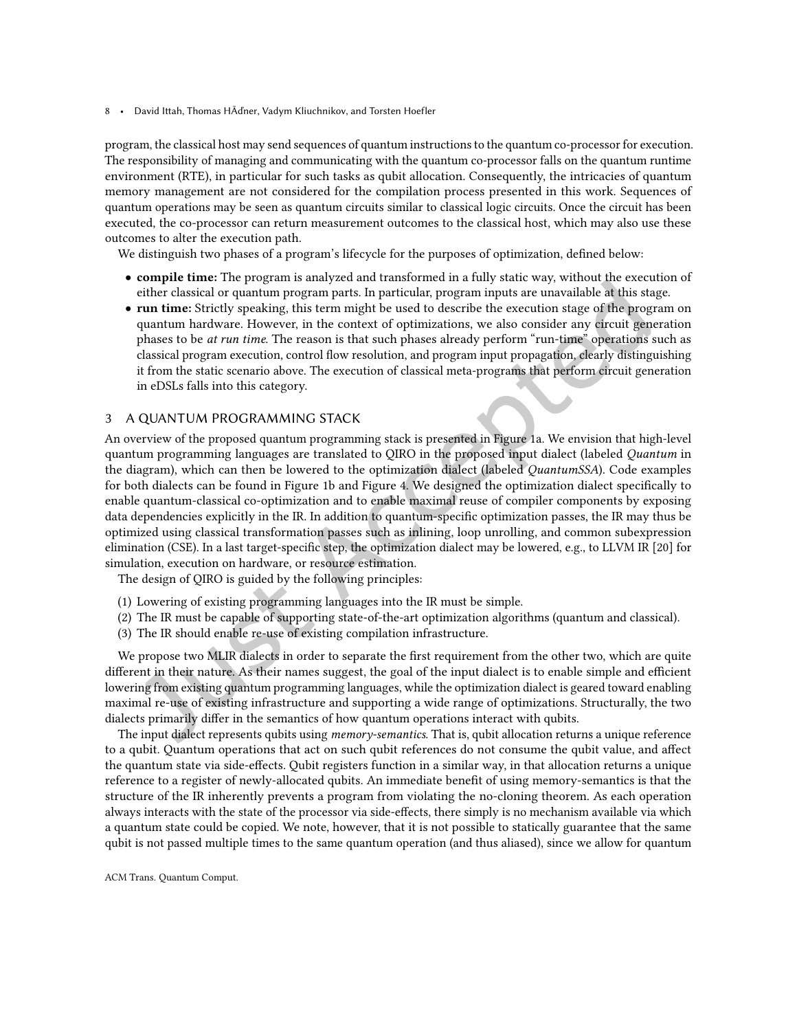program, the classical host may send sequences of quantum instructions to the quantum co-processor for execution. The responsibility of managing and communicating with the quantum co-processor falls on the quantum runtime environment (RTE), in particular for such tasks as qubit allocation. Consequently, the intricacies of quantum memory management are not considered for the compilation process presented in this work. Sequences of quantum operations may be seen as quantum circuits similar to classical logic circuits. Once the circuit has been executed, the co-processor can return measurement outcomes to the classical host, which may also use these outcomes to alter the execution path.

We distinguish two phases of a program's lifecycle for the purposes of optimization, defined below:

- **compile time:** The program is analyzed and transformed in a fully static way, without the execution of either classical or quantum program parts. In particular, program inputs are unavailable at this stage.
- **run time:** Strictly speaking, this term might be used to describe the execution stage of the program on quantum hardware. However, in the context of optimizations, we also consider any circuit generation phases to be *at run time*. The reason is that such phases already perform "run-time" operations such as classical program execution, control flow resolution, and program input propagation, clearly distinguishing it from the static scenario above. The execution of classical meta-programs that perform circuit generation in eDSLs falls into this category.

## 3 A QUANTUM PROGRAMMING STACK

An overview of the proposed quantum programming stack is presented in Figure 1a. We envision that high-level quantum programming languages are translated to QIRO in the proposed input dialect (labeled *Quantum* in the diagram), which can then be lowered to the optimization dialect (labeled *QuantumSSA*). Code examples for both dialects can be found in Figure 1b and Figure 4. We designed the optimization dialect specifically to enable quantum-classical co-optimization and to enable maximal reuse of compiler components by exposing data dependencies explicitly in the IR. In addition to quantum-specific optimization passes, the IR may thus be optimized using classical transformation passes such as inlining, loop unrolling, and common subexpression elimination (CSE). In a last target-specific step, the optimization dialect may be lowered, e.g., to LLVM IR [20] for simulation, execution on hardware, or resource estimation.

The design of QIRO is guided by the following principles:

(1) Lowering of existing programming languages into the IR must be simple.
(2) The IR must be capable of supporting state-of-the-art optimization algorithms (quantum and classical).
(3) The IR should enable re-use of existing compilation infrastructure.

We propose two MLIR dialects in order to separate the first requirement from the other two, which are quite different in their nature. As their names suggest, the goal of the input dialect is to enable simple and efficient lowering from existing quantum programming languages, while the optimization dialect is geared toward enabling maximal re-use of existing infrastructure and supporting a wide range of optimizations. Structurally, the two dialects primarily differ in the semantics of how quantum operations interact with qubits.

The input dialect represents qubits using *memory-semantics*. That is, qubit allocation returns a unique reference to a qubit. Quantum operations that act on such qubit references do not consume the qubit value, and affect the quantum state via side-effects. Qubit registers function in a similar way, in that allocation returns a unique reference to a register of newly-allocated qubits. An immediate benefit of using memory-semantics is that the structure of the IR inherently prevents a program from violating the no-cloning theorem. As each operation always interacts with the state of the processor via side-effects, there simply is no mechanism available via which a quantum state could be copied. We note, however, that it is not possible to statically guarantee that the same qubit is not passed multiple times to the same quantum operation (and thus aliased), since we allow for quantum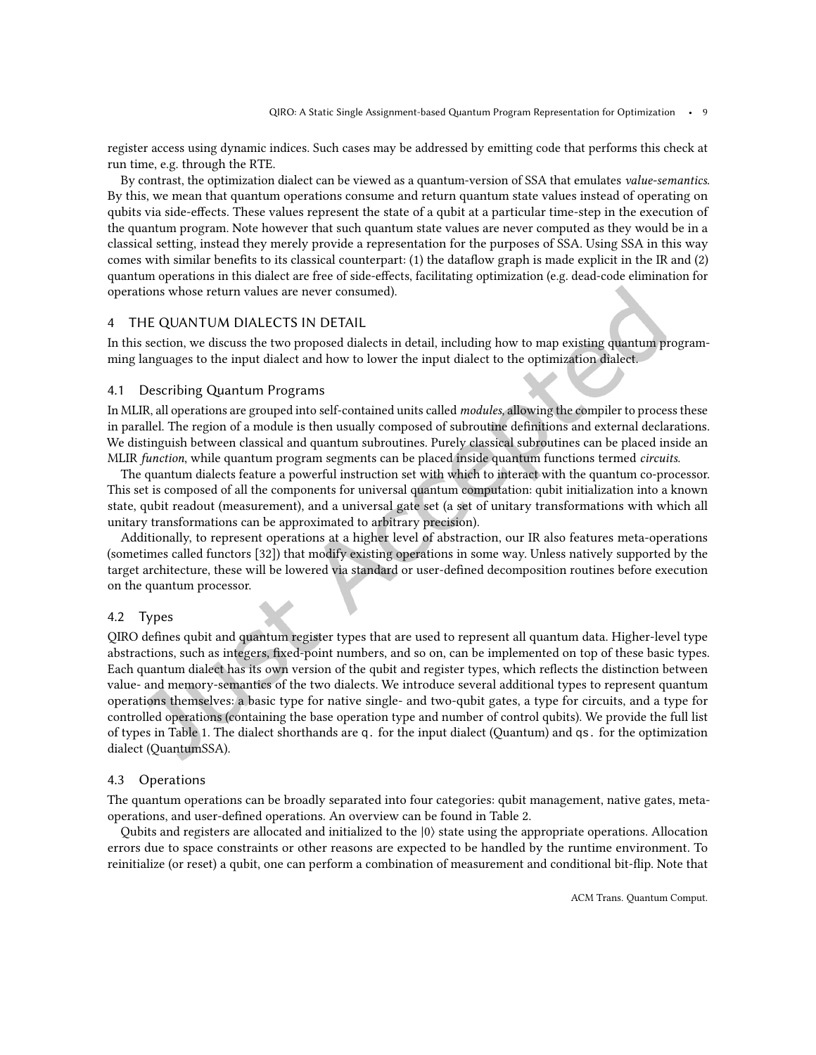register access using dynamic indices. Such cases may be addressed by emitting code that performs this check at run time, e.g. through the RTE.

By contrast, the optimization dialect can be viewed as a quantum-version of SSA that emulates *value-semantics*. By this, we mean that quantum operations consume and return quantum state values instead of operating on qubits via side-effects. These values represent the state of a qubit at a particular time-step in the execution of the quantum program. Note however that such quantum state values are never computed as they would be in a classical setting, instead they merely provide a representation for the purposes of SSA. Using SSA in this way comes with similar benefits to its classical counterpart: (1) the dataflow graph is made explicit in the IR and (2) quantum operations in this dialect are free of side-effects, facilitating optimization (e.g. dead-code elimination for operations whose return values are never consumed).

## 4 THE QUANTUM DIALECTS IN DETAIL

In this section, we discuss the two proposed dialects in detail, including how to map existing quantum programming languages to the input dialect and how to lower the input dialect to the optimization dialect.

### 4.1 Describing Quantum Programs

In MLIR, all operations are grouped into self-contained units called *modules*, allowing the compiler to process these in parallel. The region of a module is then usually composed of subroutine definitions and external declarations. We distinguish between classical and quantum subroutines. Purely classical subroutines can be placed inside an MLIR *function*, while quantum program segments can be placed inside quantum functions termed *circuits*.

The quantum dialects feature a powerful instruction set with which to interact with the quantum co-processor. This set is composed of all the components for universal quantum computation: qubit initialization into a known state, qubit readout (measurement), and a universal gate set (a set of unitary transformations with which all unitary transformations can be approximated to arbitrary precision).

Additionally, to represent operations at a higher level of abstraction, our IR also features meta-operations (sometimes called functors [32]) that modify existing operations in some way. Unless natively supported by the target architecture, these will be lowered via standard or user-defined decomposition routines before execution on the quantum processor.

### 4.2 Types

QIRO defines qubit and quantum register types that are used to represent all quantum data. Higher-level type abstractions, such as integers, fixed-point numbers, and so on, can be implemented on top of these basic types. Each quantum dialect has its own version of the qubit and register types, which reflects the distinction between value- and memory-semantics of the two dialects. We introduce several additional types to represent quantum operations themselves: a basic type for native single- and two-qubit gates, a type for circuits, and a type for controlled operations (containing the base operation type and number of control qubits). We provide the full list of types in Table 1. The dialect shorthands are `q.` for the input dialect (Quantum) and `qs.` for the optimization dialect (QuantumSSA).

### 4.3 Operations

The quantum operations can be broadly separated into four categories: qubit management, native gates, meta-operations, and user-defined operations. An overview can be found in Table 2.

Qubits and registers are allocated and initialized to the $|0\rangle$ state using the appropriate operations. Allocation errors due to space constraints or other reasons are expected to be handled by the runtime environment. To reinitialize (or reset) a qubit, one can perform a combination of measurement and conditional bit-flip. Note that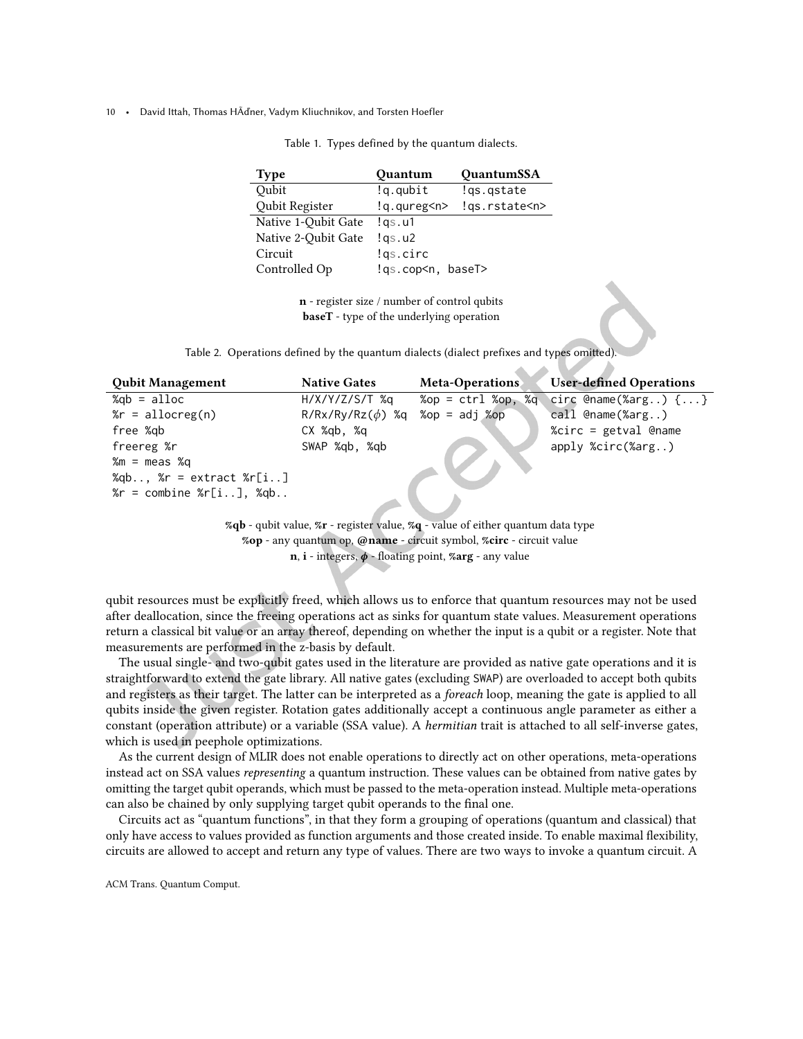Table 1. Types defined by the quantum dialects.

| Type | Quantum | QuantumSSA |
|---|---|---|
| Qubit | `!q.qubit` | `!qs.qstate` |
| Qubit Register | `!q.qureg<n>` | `!qs.rstate<n>` |
| Native 1-Qubit Gate | `!qs.u1` | |
| Native 2-Qubit Gate | `!qs.u2` | |
| Circuit | `!qs.circ` | |
| Controlled Op | `!qs.cop<n, baseT>` | |

**n** - register size / number of control qubits
**baseT** - type of the underlying operation

Table 2. Operations defined by the quantum dialects (dialect prefixes and types omitted).

| Qubit Management | Native Gates | Meta-Operations | User-defined Operations |
|---|---|---|---|
| `%qb = alloc` | `H/X/Y/Z/S/T %q` | `%op = ctrl %op, %q` | `circ @name(%arg..) {...}` |
| `%r = allocreg(n)` | `R/Rx/Ry/Rz(`$\phi$`) %q` | `%op = adj %op` | `call @name(%arg..)` |
| `free %qb` | `CX %qb, %q` | | `%circ = getval @name` |
| `freereg %r` | `SWAP %qb, %qb` | | `apply %circ(%arg..)` |
| `%m = meas %q` | | | |
| `%qb.., %r = extract %r[i..]` | | | |
| `%r = combine %r[i..], %qb..` | | | |

**%qb** - qubit value, **%r** - register value, **%q** - value of either quantum data type
**%op** - any quantum op, **@name** - circuit symbol, **%circ** - circuit value
**n**, **i** - integers, $\phi$ - floating point, **%arg** - any value

qubit resources must be explicitly freed, which allows us to enforce that quantum resources may not be used after deallocation, since the freeing operations act as sinks for quantum state values. Measurement operations return a classical bit value or an array thereof, depending on whether the input is a qubit or a register. Note that measurements are performed in the z-basis by default.

The usual single- and two-qubit gates used in the literature are provided as native gate operations and it is straightforward to extend the gate library. All native gates (excluding SWAP) are overloaded to accept both qubits and registers as their target. The latter can be interpreted as a *foreach* loop, meaning the gate is applied to all qubits inside the given register. Rotation gates additionally accept a continuous angle parameter as either a constant (operation attribute) or a variable (SSA value). A *hermitian* trait is attached to all self-inverse gates, which is used in peephole optimizations.

As the current design of MLIR does not enable operations to directly act on other operations, meta-operations instead act on SSA values *representing* a quantum instruction. These values can be obtained from native gates by omitting the target qubit operands, which must be passed to the meta-operation instead. Multiple meta-operations can also be chained by only supplying target qubit operands to the final one.

Circuits act as "quantum functions", in that they form a grouping of operations (quantum and classical) that only have access to values provided as function arguments and those created inside. To enable maximal flexibility, circuits are allowed to accept and return any type of values. There are two ways to invoke a quantum circuit. A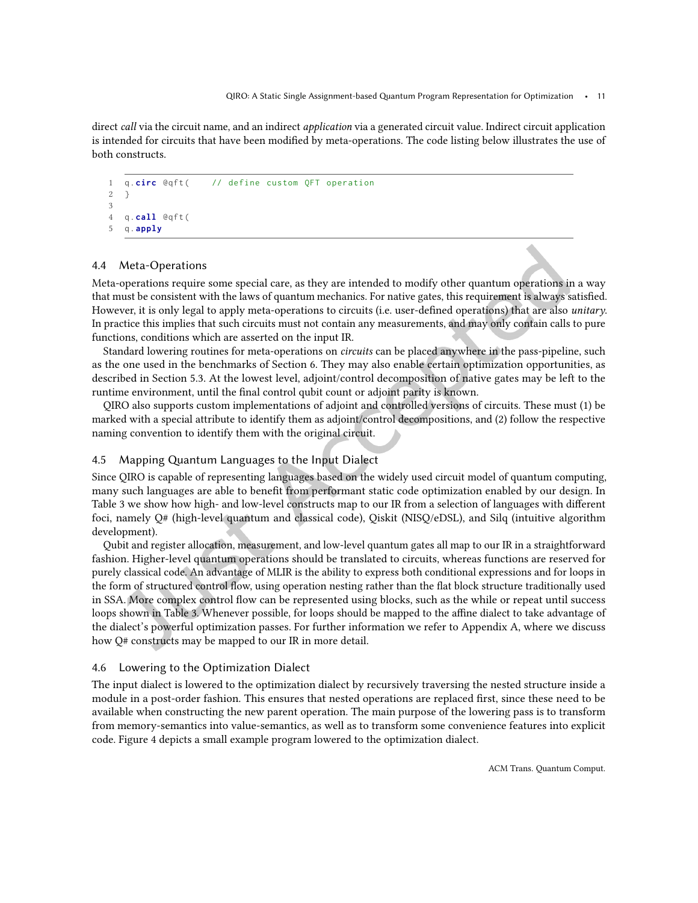direct *call* via the circuit name, and an indirect *application* via a generated circuit value. Indirect circuit application is intended for circuits that have been modified by meta-operations. The code listing below illustrates the use of both constructs.

```
q.circ @qft(     // define custom QFT operation
}

q.call @qft(
q.apply
```

## 4.4 Meta-Operations

Meta-operations require some special care, as they are intended to modify other quantum operations in a way that must be consistent with the laws of quantum mechanics. For native gates, this requirement is always satisfied. However, it is only legal to apply meta-operations to circuits (i.e. user-defined operations) that are also *unitary*. In practice this implies that such circuits must not contain any measurements, and may only contain calls to pure functions, conditions which are asserted on the input IR.

Standard lowering routines for meta-operations on *circuits* can be placed anywhere in the pass-pipeline, such as the one used in the benchmarks of Section 6. They may also enable certain optimization opportunities, as described in Section 5.3. At the lowest level, adjoint/control decomposition of native gates may be left to the runtime environment, until the final control qubit count or adjoint parity is known.

QIRO also supports custom implementations of adjoint and controlled versions of circuits. These must (1) be marked with a special attribute to identify them as adjoint/control decompositions, and (2) follow the respective naming convention to identify them with the original circuit.

## 4.5 Mapping Quantum Languages to the Input Dialect

Since QIRO is capable of representing languages based on the widely used circuit model of quantum computing, many such languages are able to benefit from performant static code optimization enabled by our design. In Table 3 we show how high- and low-level constructs map to our IR from a selection of languages with different foci, namely Q# (high-level quantum and classical code), Qiskit (NISQ/eDSL), and Silq (intuitive algorithm development).

Qubit and register allocation, measurement, and low-level quantum gates all map to our IR in a straightforward fashion. Higher-level quantum operations should be translated to circuits, whereas functions are reserved for purely classical code. An advantage of MLIR is the ability to express both conditional expressions and for loops in the form of structured control flow, using operation nesting rather than the flat block structure traditionally used in SSA. More complex control flow can be represented using blocks, such as the while or repeat until success loops shown in Table 3. Whenever possible, for loops should be mapped to the affine dialect to take advantage of the dialect's powerful optimization passes. For further information we refer to Appendix A, where we discuss how Q# constructs may be mapped to our IR in more detail.

## 4.6 Lowering to the Optimization Dialect

The input dialect is lowered to the optimization dialect by recursively traversing the nested structure inside a module in a post-order fashion. This ensures that nested operations are replaced first, since these need to be available when constructing the new parent operation. The main purpose of the lowering pass is to transform from memory-semantics into value-semantics, as well as to transform some convenience features into explicit code. Figure 4 depicts a small example program lowered to the optimization dialect.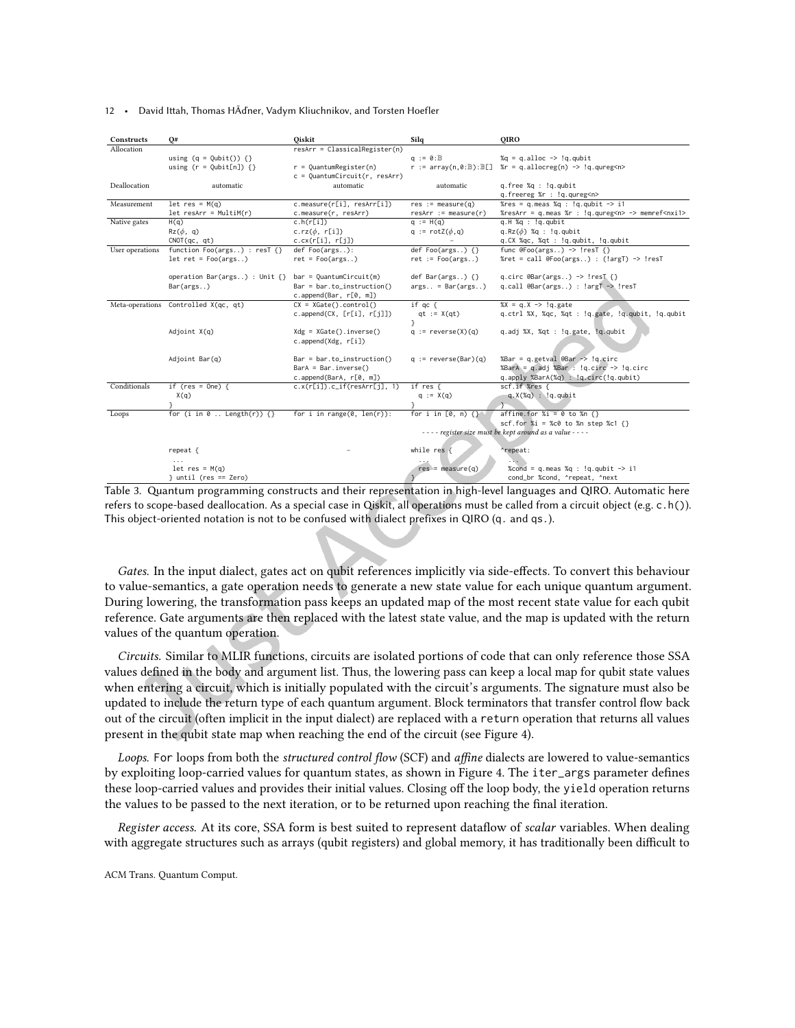| Constructs | Q# | Qiskit | Silq | QIRO |
|---|---|---|---|---|
| Allocation | | resArr = ClassicalRegister(n) | | |
| | using (q = Qubit()) {} | | q := 0:𝔹 | %q = q.alloc -> !q.qubit |
| | using (r = Qubit[n]) {} | r = QuantumRegister(n) | r := array(n,0:𝔹):𝔹[] | %r = q.allocreg(n) -> !q.qureg<n> |
| | | c = QuantumCircuit(r, resArr) | | |
| Deallocation | automatic | automatic | automatic | q.free %q : !q.qubit |
| | | | | q.freereg %r : !q.qureg<n> |
| Measurement | let res = M(q) | c.measure(r[i], resArr[i]) | res := measure(q) | %res = q.meas %q : !q.qubit -> i1 |
| | let resArr = MultiM(r) | c.measure(r, resArr) | resArr := measure(r) | %resArr = q.meas %r : !q.qureg<n> -> memref<nxi1> |
| Native gates | H(q) | c.h(r[i]) | q := H(q) | q.H %q : !q.qubit |
| | Rz($\phi$, q) | c.rz($\phi$, r[i]) | q := rotZ($\phi$,q) | q.Rz($\phi$) %q : !q.qubit |
| | CNOT(qc, qt) | c.cx(r[i], r[j]) | – | q.CX %qc, %qt : !q.qubit, !q.qubit |
| User operations | function Foo(args..) : resT {} | def Foo(args..): | def Foo(args..) {} | func @Foo(args..) -> !resT {} |
| | let ret = Foo(args..) | ret = Foo(args..) | ret := Foo(args..) | %ret = call @Foo(args..) : (!argT) -> !resT |
| | operation Bar(args..) : Unit {} | bar = QuantumCircuit(m) | def Bar(args..) {} | q.circ @Bar(args..) -> !resT {} |
| | Bar(args..) | Bar = bar.to_instruction() | args.. = Bar(args..) | q.call @Bar(args..) : !argT -> !resT |
| | | c.append(Bar, r[0, m]) | | |
| Meta-operations | Controlled X(qc, qt) | CX = XGate().control() | if qc { | %X = q.X -> !q.gate |
| | | c.append(CX, [r[i], r[j]]) | qt := X(qt) | q.ctrl %X, %qc, %qt : !q.gate, !q.qubit, !q.qubit |
| | | | } | |
| | Adjoint X(q) | Xdg = XGate().inverse() | q := reverse(X)(q) | q.adj %X, %qt : !q.gate, !q.qubit |
| | | c.append(Xdg, r[i]) | | |
| | Adjoint Bar(q) | Bar = bar.to_instruction() | q := reverse(Bar)(q) | %Bar = q.getval @Bar -> !q.circ |
| | | BarA = Bar.inverse() | | %BarA = q.adj %Bar : !q.circ -> !q.circ |
| | | c.append(BarA, r[0, m]) | | q.apply %BarA(%q) : !q.circ(!q.qubit) |
| Conditionals | if (res == One) { | c.x(r[i]).c_if(resArr[j], 1) | if res { | scf.if %res { |
| | X(q) | | q := X(q) | q.X(%q) : !q.qubit |
| | } | | } | } |
| Loops | for (i in 0 .. Length(r)) {} | for i in range(0, len(r)): | for i in [0, n) {} | affine.for %i = 0 to %n {} |
| | | | | scf.for %i = %c0 to %n step %c1 {} |
| | | | - - - - *register size must be kept around as a value* - - - - | |
| | repeat { | – | while res { | ^repeat: |
| | ... | | ... | ... |
| | let res = M(q) | | res = measure(q) | %cond = q.meas %q : !q.qubit -> i1 |
| | } until (res == Zero) | | } | cond_br %cond, ^repeat, ^next |

Table 3. Quantum programming constructs and their representation in high-level languages and QIRO. Automatic here refers to scope-based deallocation. As a special case in Qiskit, all operations must be called from a circuit object (e.g. `c.h()`). This object-oriented notation is not to be confused with dialect prefixes in QIRO (`q.` and `qs.`).

*Gates.* In the input dialect, gates act on qubit references implicitly via side-effects. To convert this behaviour to value-semantics, a gate operation needs to generate a new state value for each unique quantum argument. During lowering, the transformation pass keeps an updated map of the most recent state value for each qubit reference. Gate arguments are then replaced with the latest state value, and the map is updated with the return values of the quantum operation.

*Circuits.* Similar to MLIR functions, circuits are isolated portions of code that can only reference those SSA values defined in the body and argument list. Thus, the lowering pass can keep a local map for qubit state values when entering a circuit, which is initially populated with the circuit's arguments. The signature must also be updated to include the return type of each quantum argument. Block terminators that transfer control flow back out of the circuit (often implicit in the input dialect) are replaced with a `return` operation that returns all values present in the qubit state map when reaching the end of the circuit (see Figure 4).

*Loops.* For loops from both the *structured control flow* (SCF) and *affine* dialects are lowered to value-semantics by exploiting loop-carried values for quantum states, as shown in Figure 4. The `iter_args` parameter defines these loop-carried values and provides their initial values. Closing off the loop body, the `yield` operation returns the values to be passed to the next iteration, or to be returned upon reaching the final iteration.

*Register access.* At its core, SSA form is best suited to represent dataflow of *scalar* variables. When dealing with aggregate structures such as arrays (qubit registers) and global memory, it has traditionally been difficult to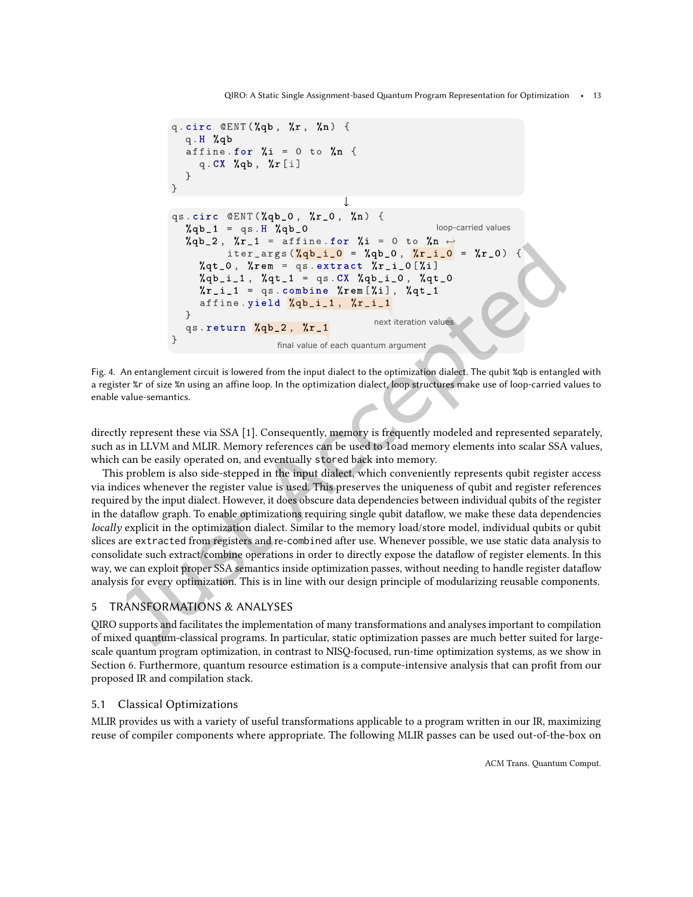```
q.circ @ENT(%qb, %r, %n) {
  q.H %qb
  affine.for %i = 0 to %n {
    q.CX %qb, %r[i]
  }
}
```

↓

```
qs.circ @ENT(%qb_0, %r_0, %n) {
  %qb_1 = qs.H %qb_0                                    loop-carried values
  %qb_2, %r_1 = affine.for %i = 0 to %n ↩
        iter_args(%qb_i_0 = %qb_0, %r_i_0 = %r_0) {
    %qt_0, %rem = qs.extract %r_i_0[%i]
    %qb_i_1, %qt_1 = qs.CX %qb_i_0, %qt_0
    %r_i_1 = qs.combine %rem[%i], %qt_1
    affine.yield %qb_i_1, %r_i_1
  }                                          next iteration values
  qs.return %qb_2, %r_1
}                          final value of each quantum argument
```

Fig. 4. An entanglement circuit is lowered from the input dialect to the optimization dialect. The qubit %qb is entangled with a register %r of size %n using an affine loop. In the optimization dialect, loop structures make use of loop-carried values to enable value-semantics.

directly represent these via SSA [1]. Consequently, memory is frequently modeled and represented separately, such as in LLVM and MLIR. Memory references can be used to `load` memory elements into scalar SSA values, which can be easily operated on, and eventually `store`d back into memory.

This problem is also side-stepped in the input dialect, which conveniently represents qubit register access via indices whenever the register value is used. This preserves the uniqueness of qubit and register references required by the input dialect. However, it does obscure data dependencies between individual qubits of the register in the dataflow graph. To enable optimizations requiring single qubit dataflow, we make these data dependencies *locally* explicit in the optimization dialect. Similar to the memory load/store model, individual qubits or qubit slices are `extract`ed from registers and re-`combine`d after use. Whenever possible, we use static data analysis to consolidate such extract/combine operations in order to directly expose the dataflow of register elements. In this way, we can exploit proper SSA semantics inside optimization passes, without needing to handle register dataflow analysis for every optimization. This is in line with our design principle of modularizing reusable components.

## 5 TRANSFORMATIONS & ANALYSES

QIRO supports and facilitates the implementation of many transformations and analyses important to compilation of mixed quantum-classical programs. In particular, static optimization passes are much better suited for large-scale quantum program optimization, in contrast to NISQ-focused, run-time optimization systems, as we show in Section 6. Furthermore, quantum resource estimation is a compute-intensive analysis that can profit from our proposed IR and compilation stack.

### 5.1 Classical Optimizations

MLIR provides us with a variety of useful transformations applicable to a program written in our IR, maximizing reuse of compiler components where appropriate. The following MLIR passes can be used out-of-the-box on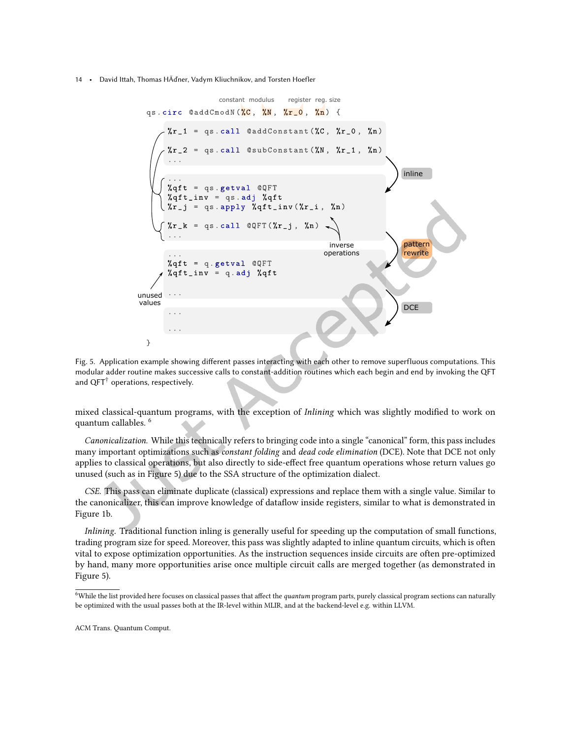```
qs.circ @addCmodN(%C, %N, %r_0, %n) {

  %r_1 = qs.call @addConstant(%C, %r_0, %n)

  %r_2 = qs.call @subConstant(%N, %r_1, %n)
  ...

  ...
  %qft = qs.getval @QFT
  %qft_inv = qs.adj %qft
  %r_j = qs.apply %qft_inv(%r_i, %n)

  %r_k = qs.call @QFT(%r_j, %n)
  ...

  ...
  %qft = q.getval @QFT
  %qft_inv = q.adj %qft

  ...

  ...

  ...
}
```

Fig. 5. Application example showing different passes interacting with each other to remove superfluous computations. This modular adder routine makes successive calls to constant-addition routines which each begin and end by invoking the QFT and QFT$^\dagger$ operations, respectively.

mixed classical-quantum programs, with the exception of *Inlining* which was slightly modified to work on quantum callables. [6]

*Canonicalization.* While this technically refers to bringing code into a single "canonical" form, this pass includes many important optimizations such as *constant folding* and *dead code elimination* (DCE). Note that DCE not only applies to classical operations, but also directly to side-effect free quantum operations whose return values go unused (such as in Figure 5) due to the SSA structure of the optimization dialect.

*CSE.* This pass can eliminate duplicate (classical) expressions and replace them with a single value. Similar to the canonicalizer, this can improve knowledge of dataflow inside registers, similar to what is demonstrated in Figure 1b.

*Inlining.* Traditional function inling is generally useful for speeding up the computation of small functions, trading program size for speed. Moreover, this pass was slightly adapted to inline quantum circuits, which is often vital to expose optimization opportunities. As the instruction sequences inside circuits are often pre-optimized by hand, many more opportunities arise once multiple circuit calls are merged together (as demonstrated in Figure 5).

[6] While the list provided here focuses on classical passes that affect the *quantum* program parts, purely classical program sections can naturally be optimized with the usual passes both at the IR-level within MLIR, and at the backend-level e.g. within LLVM.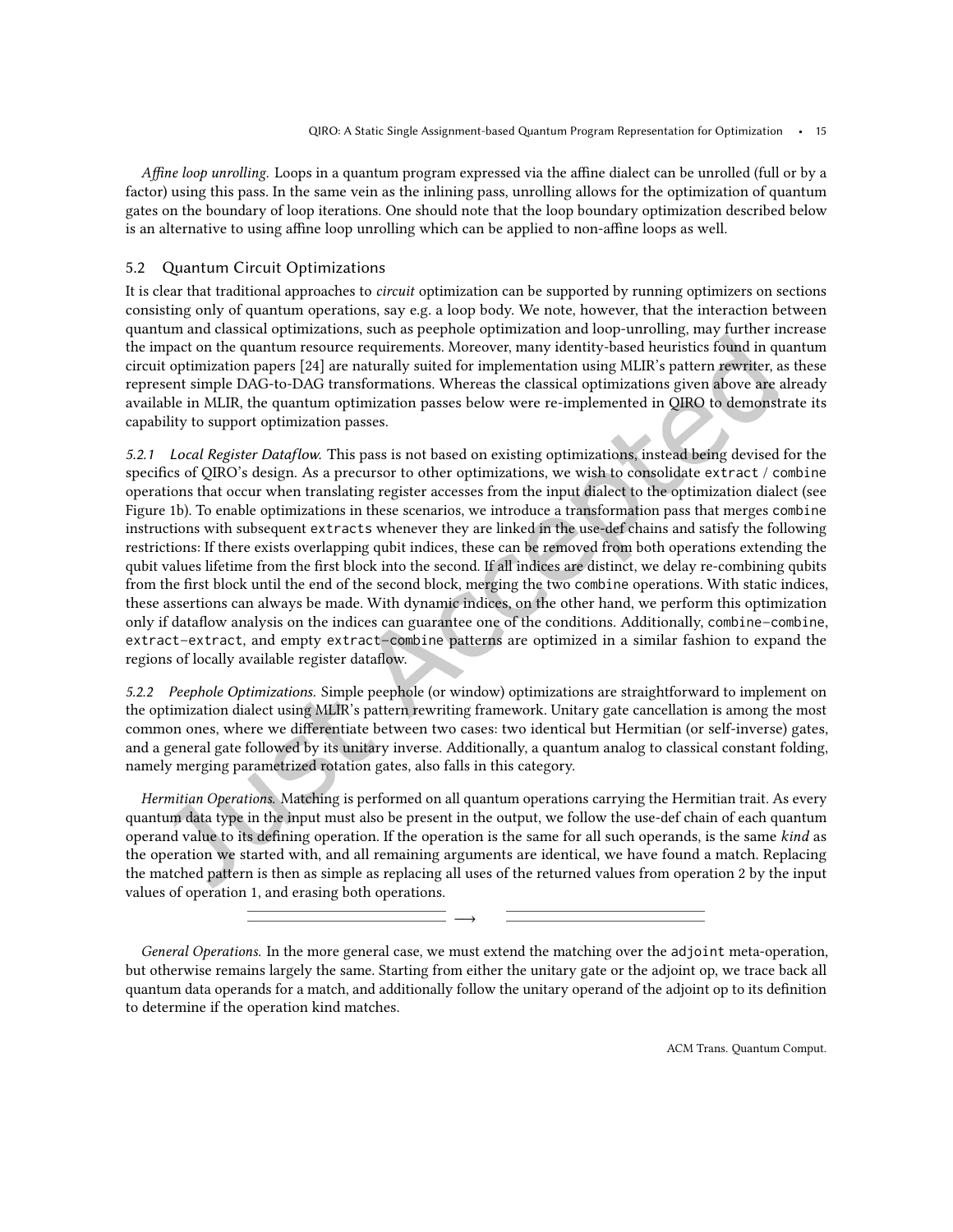*Affine loop unrolling.* Loops in a quantum program expressed via the affine dialect can be unrolled (full or by a factor) using this pass. In the same vein as the inlining pass, unrolling allows for the optimization of quantum gates on the boundary of loop iterations. One should note that the loop boundary optimization described below is an alternative to using affine loop unrolling which can be applied to non-affine loops as well.

## 5.2 Quantum Circuit Optimizations

It is clear that traditional approaches to *circuit* optimization can be supported by running optimizers on sections consisting only of quantum operations, say e.g. a loop body. We note, however, that the interaction between quantum and classical optimizations, such as peephole optimization and loop-unrolling, may further increase the impact on the quantum resource requirements. Moreover, many identity-based heuristics found in quantum circuit optimization papers [24] are naturally suited for implementation using MLIR's pattern rewriter, as these represent simple DAG-to-DAG transformations. Whereas the classical optimizations given above are already available in MLIR, the quantum optimization passes below were re-implemented in QIRO to demonstrate its capability to support optimization passes.

*5.2.1 Local Register Dataflow.* This pass is not based on existing optimizations, instead being devised for the specifics of QIRO's design. As a precursor to other optimizations, we wish to consolidate `extract` / `combine` operations that occur when translating register accesses from the input dialect to the optimization dialect (see Figure 1b). To enable optimizations in these scenarios, we introduce a transformation pass that merges `combine` instructions with subsequent `extracts` whenever they are linked in the use-def chains and satisfy the following restrictions: If there exists overlapping qubit indices, these can be removed from both operations extending the qubit values lifetime from the first block into the second. If all indices are distinct, we delay re-combining qubits from the first block until the end of the second block, merging the two `combine` operations. With static indices, these assertions can always be made. With dynamic indices, on the other hand, we perform this optimization only if dataflow analysis on the indices can guarantee one of the conditions. Additionally, `combine`–`combine`, `extract`–`extract`, and empty `extract`–`combine` patterns are optimized in a similar fashion to expand the regions of locally available register dataflow.

*5.2.2 Peephole Optimizations.* Simple peephole (or window) optimizations are straightforward to implement on the optimization dialect using MLIR's pattern rewriting framework. Unitary gate cancellation is among the most common ones, where we differentiate between two cases: two identical but Hermitian (or self-inverse) gates, and a general gate followed by its unitary inverse. Additionally, a quantum analog to classical constant folding, namely merging parametrized rotation gates, also falls in this category.

*Hermitian Operations.* Matching is performed on all quantum operations carrying the Hermitian trait. As every quantum data type in the input must also be present in the output, we follow the use-def chain of each quantum operand value to its defining operation. If the operation is the same for all such operands, is the same *kind* as the operation we started with, and all remaining arguments are identical, we have found a match. Replacing the matched pattern is then as simple as replacing all uses of the returned values from operation 2 by the input values of operation 1, and erasing both operations.

$$\longrightarrow$$

*General Operations.* In the more general case, we must extend the matching over the `adjoint` meta-operation, but otherwise remains largely the same. Starting from either the unitary gate or the adjoint op, we trace back all quantum data operands for a match, and additionally follow the unitary operand of the adjoint op to its definition to determine if the operation kind matches.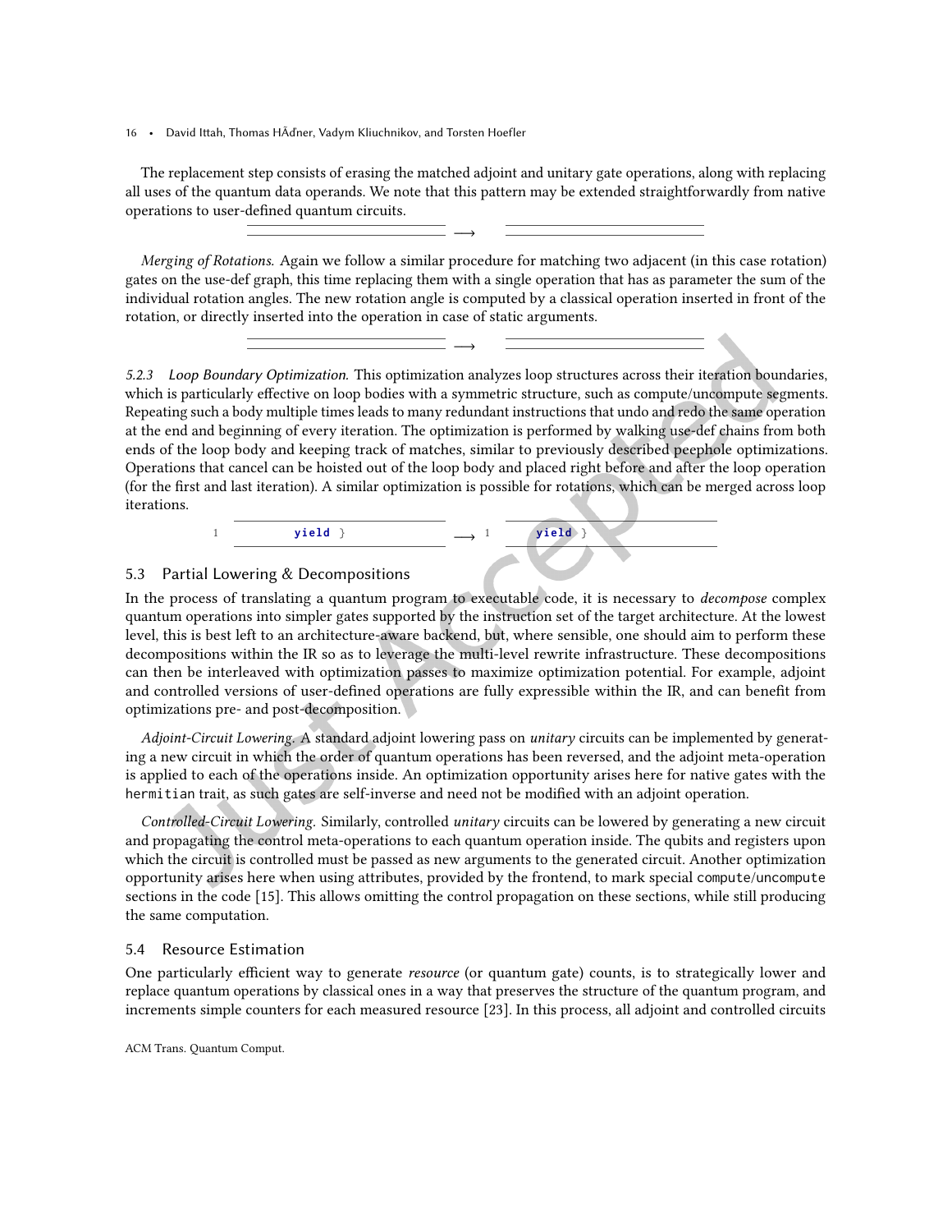The replacement step consists of erasing the matched adjoint and unitary gate operations, along with replacing all uses of the quantum data operands. We note that this pattern may be extended straightforwardly from native operations to user-defined quantum circuits.

$\longrightarrow$

*Merging of Rotations.* Again we follow a similar procedure for matching two adjacent (in this case rotation) gates on the use-def graph, this time replacing them with a single operation that has as parameter the sum of the individual rotation angles. The new rotation angle is computed by a classical operation inserted in front of the rotation, or directly inserted into the operation in case of static arguments.

$\longrightarrow$

*5.2.3 Loop Boundary Optimization.* This optimization analyzes loop structures across their iteration boundaries, which is particularly effective on loop bodies with a symmetric structure, such as compute/uncompute segments. Repeating such a body multiple times leads to many redundant instructions that undo and redo the same operation at the end and beginning of every iteration. The optimization is performed by walking use-def chains from both ends of the loop body and keeping track of matches, similar to previously described peephole optimizations. Operations that cancel can be hoisted out of the loop body and placed right before and after the loop operation (for the first and last iteration). A similar optimization is possible for rotations, which can be merged across loop iterations.

```
1         yield }
```

$\longrightarrow$

```
1         yield }
```

## 5.3 Partial Lowering & Decompositions

In the process of translating a quantum program to executable code, it is necessary to *decompose* complex quantum operations into simpler gates supported by the instruction set of the target architecture. At the lowest level, this is best left to an architecture-aware backend, but, where sensible, one should aim to perform these decompositions within the IR so as to leverage the multi-level rewrite infrastructure. These decompositions can then be interleaved with optimization passes to maximize optimization potential. For example, adjoint and controlled versions of user-defined operations are fully expressible within the IR, and can benefit from optimizations pre- and post-decomposition.

*Adjoint-Circuit Lowering.* A standard adjoint lowering pass on *unitary* circuits can be implemented by generating a new circuit in which the order of quantum operations has been reversed, and the adjoint meta-operation is applied to each of the operations inside. An optimization opportunity arises here for native gates with the `hermitian` trait, as such gates are self-inverse and need not be modified with an adjoint operation.

*Controlled-Circuit Lowering.* Similarly, controlled *unitary* circuits can be lowered by generating a new circuit and propagating the control meta-operations to each quantum operation inside. The qubits and registers upon which the circuit is controlled must be passed as new arguments to the generated circuit. Another optimization opportunity arises here when using attributes, provided by the frontend, to mark special `compute`/`uncompute` sections in the code [15]. This allows omitting the control propagation on these sections, while still producing the same computation.

## 5.4 Resource Estimation

One particularly efficient way to generate *resource* (or quantum gate) counts, is to strategically lower and replace quantum operations by classical ones in a way that preserves the structure of the quantum program, and increments simple counters for each measured resource [23]. In this process, all adjoint and controlled circuits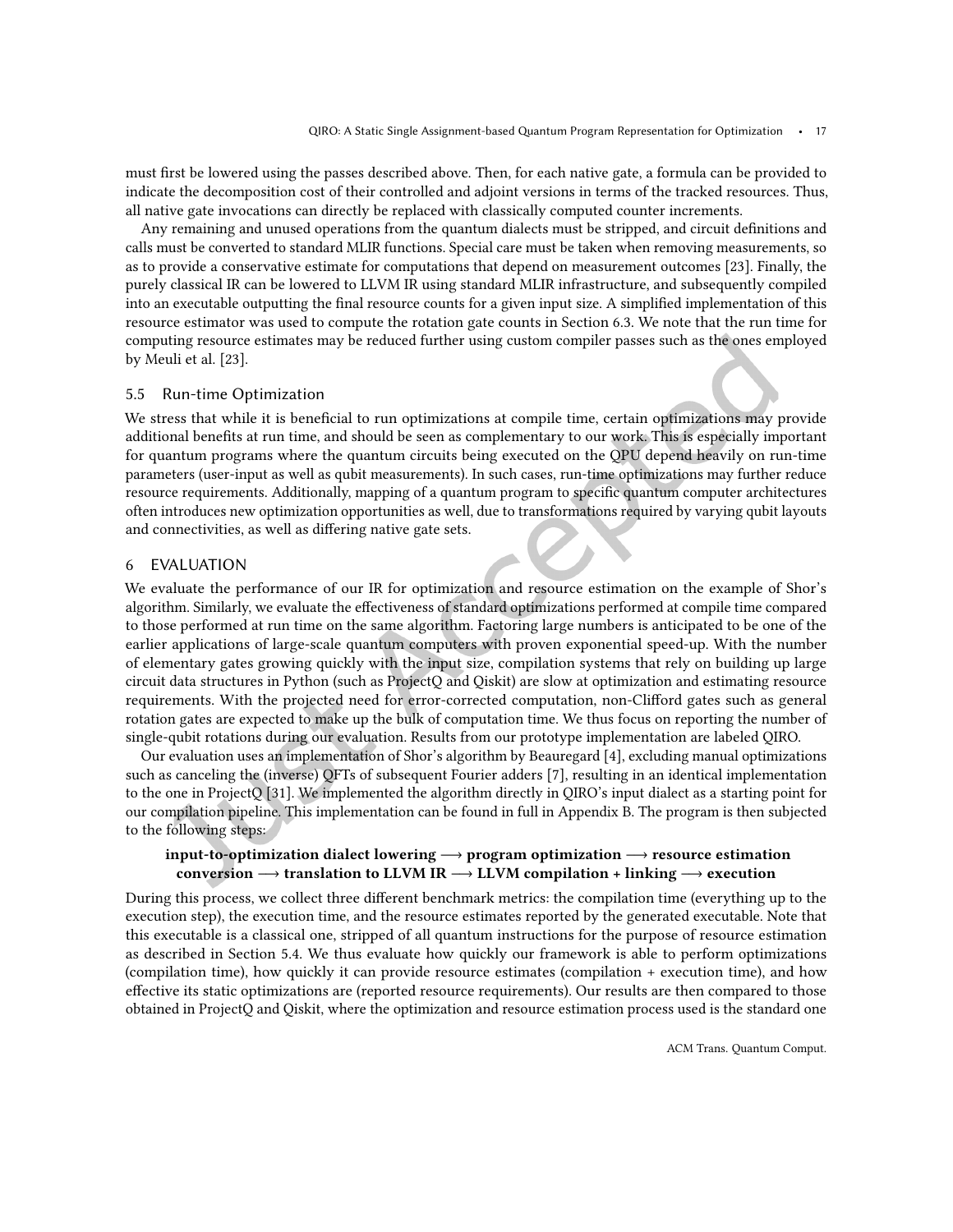must first be lowered using the passes described above. Then, for each native gate, a formula can be provided to indicate the decomposition cost of their controlled and adjoint versions in terms of the tracked resources. Thus, all native gate invocations can directly be replaced with classically computed counter increments.

Any remaining and unused operations from the quantum dialects must be stripped, and circuit definitions and calls must be converted to standard MLIR functions. Special care must be taken when removing measurements, so as to provide a conservative estimate for computations that depend on measurement outcomes [23]. Finally, the purely classical IR can be lowered to LLVM IR using standard MLIR infrastructure, and subsequently compiled into an executable outputting the final resource counts for a given input size. A simplified implementation of this resource estimator was used to compute the rotation gate counts in Section 6.3. We note that the run time for computing resource estimates may be reduced further using custom compiler passes such as the ones employed by Meuli et al. [23].

### 5.5 Run-time Optimization

We stress that while it is beneficial to run optimizations at compile time, certain optimizations may provide additional benefits at run time, and should be seen as complementary to our work. This is especially important for quantum programs where the quantum circuits being executed on the QPU depend heavily on run-time parameters (user-input as well as qubit measurements). In such cases, run-time optimizations may further reduce resource requirements. Additionally, mapping of a quantum program to specific quantum computer architectures often introduces new optimization opportunities as well, due to transformations required by varying qubit layouts and connectivities, as well as differing native gate sets.

## 6 EVALUATION

We evaluate the performance of our IR for optimization and resource estimation on the example of Shor's algorithm. Similarly, we evaluate the effectiveness of standard optimizations performed at compile time compared to those performed at run time on the same algorithm. Factoring large numbers is anticipated to be one of the earlier applications of large-scale quantum computers with proven exponential speed-up. With the number of elementary gates growing quickly with the input size, compilation systems that rely on building up large circuit data structures in Python (such as ProjectQ and Qiskit) are slow at optimization and estimating resource requirements. With the projected need for error-corrected computation, non-Clifford gates such as general rotation gates are expected to make up the bulk of computation time. We thus focus on reporting the number of single-qubit rotations during our evaluation. Results from our prototype implementation are labeled QIRO.

Our evaluation uses an implementation of Shor's algorithm by Beauregard [4], excluding manual optimizations such as canceling the (inverse) QFTs of subsequent Fourier adders [7], resulting in an identical implementation to the one in ProjectQ [31]. We implemented the algorithm directly in QIRO's input dialect as a starting point for our compilation pipeline. This implementation can be found in full in Appendix B. The program is then subjected to the following steps:

**input-to-optimization dialect lowering ⟶ program optimization ⟶ resource estimation conversion ⟶ translation to LLVM IR ⟶ LLVM compilation + linking ⟶ execution**

During this process, we collect three different benchmark metrics: the compilation time (everything up to the execution step), the execution time, and the resource estimates reported by the generated executable. Note that this executable is a classical one, stripped of all quantum instructions for the purpose of resource estimation as described in Section 5.4. We thus evaluate how quickly our framework is able to perform optimizations (compilation time), how quickly it can provide resource estimates (compilation + execution time), and how effective its static optimizations are (reported resource requirements). Our results are then compared to those obtained in ProjectQ and Qiskit, where the optimization and resource estimation process used is the standard one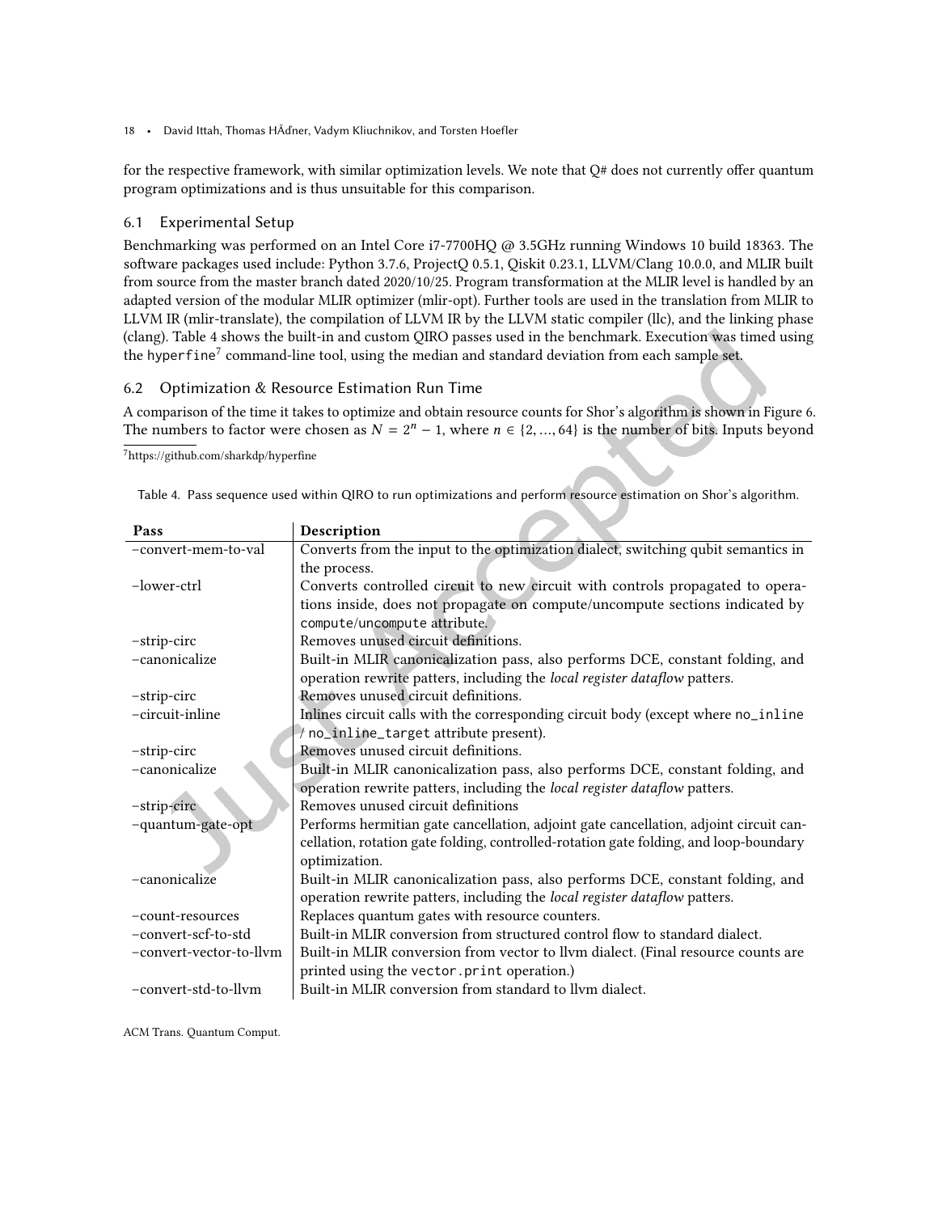for the respective framework, with similar optimization levels. We note that Q# does not currently offer quantum program optimizations and is thus unsuitable for this comparison.

## 6.1 Experimental Setup

Benchmarking was performed on an Intel Core i7-7700HQ @ 3.5GHz running Windows 10 build 18363. The software packages used include: Python 3.7.6, ProjectQ 0.5.1, Qiskit 0.23.1, LLVM/Clang 10.0.0, and MLIR built from source from the master branch dated 2020/10/25. Program transformation at the MLIR level is handled by an adapted version of the modular MLIR optimizer (mlir-opt). Further tools are used in the translation from MLIR to LLVM IR (mlir-translate), the compilation of LLVM IR by the LLVM static compiler (llc), and the linking phase (clang). Table 4 shows the built-in and custom QIRO passes used in the benchmark. Execution was timed using the hyperfine[7] command-line tool, using the median and standard deviation from each sample set.

## 6.2 Optimization & Resource Estimation Run Time

A comparison of the time it takes to optimize and obtain resource counts for Shor's algorithm is shown in Figure 6. The numbers to factor were chosen as $N = 2^n - 1$, where $n \in \{2, ..., 64\}$ is the number of bits. Inputs beyond

[7] https://github.com/sharkdp/hyperfine

Table 4. Pass sequence used within QIRO to run optimizations and perform resource estimation on Shor's algorithm.

| Pass | Description |
|---|---|
| –convert-mem-to-val | Converts from the input to the optimization dialect, switching qubit semantics in the process. |
| –lower-ctrl | Converts controlled circuit to new circuit with controls propagated to operations inside, does not propagate on compute/uncompute sections indicated by compute/uncompute attribute. |
| –strip-circ | Removes unused circuit definitions. |
| –canonicalize | Built-in MLIR canonicalization pass, also performs DCE, constant folding, and operation rewrite patters, including the *local register dataflow* patters. |
| –strip-circ | Removes unused circuit definitions. |
| –circuit-inline | Inlines circuit calls with the corresponding circuit body (except where no_inline / no_inline_target attribute present). |
| –strip-circ | Removes unused circuit definitions. |
| –canonicalize | Built-in MLIR canonicalization pass, also performs DCE, constant folding, and operation rewrite patters, including the *local register dataflow* patters. |
| –strip-circ | Removes unused circuit definitions |
| –quantum-gate-opt | Performs hermitian gate cancellation, adjoint gate cancellation, adjoint circuit cancellation, rotation gate folding, controlled-rotation gate folding, and loop-boundary optimization. |
| –canonicalize | Built-in MLIR canonicalization pass, also performs DCE, constant folding, and operation rewrite patters, including the *local register dataflow* patters. |
| –count-resources | Replaces quantum gates with resource counters. |
| –convert-scf-to-std | Built-in MLIR conversion from structured control flow to standard dialect. |
| –convert-vector-to-llvm | Built-in MLIR conversion from vector to llvm dialect. (Final resource counts are printed using the vector.print operation.) |
| –convert-std-to-llvm | Built-in MLIR conversion from standard to llvm dialect. |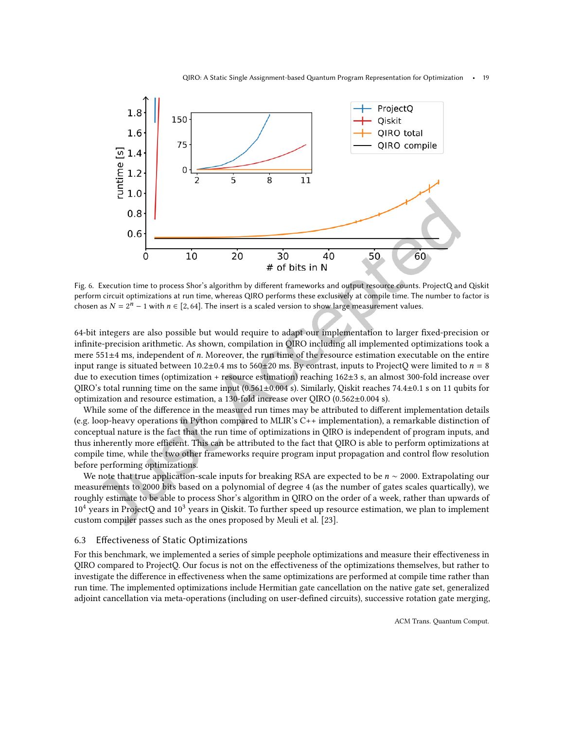Fig. 6. Execution time to process Shor's algorithm by different frameworks and output resource counts. ProjectQ and Qiskit perform circuit optimizations at run time, whereas QIRO performs these exclusively at compile time. The number to factor is chosen as $N = 2^n - 1$ with $n \in [2, 64]$. The insert is a scaled version to show large measurement values.

64-bit integers are also possible but would require to adapt our implementation to larger fixed-precision or infinite-precision arithmetic. As shown, compilation in QIRO including all implemented optimizations took a mere 551±4 ms, independent of $n$. Moreover, the run time of the resource estimation executable on the entire input range is situated between 10.2±0.4 ms to 560±20 ms. By contrast, inputs to ProjectQ were limited to $n = 8$ due to execution times (optimization + resource estimation) reaching 162±3 s, an almost 300-fold increase over QIRO's total running time on the same input (0.561±0.004 s). Similarly, Qiskit reaches 74.4±0.1 s on 11 qubits for optimization and resource estimation, a 130-fold increase over QIRO (0.562±0.004 s).

While some of the difference in the measured run times may be attributed to different implementation details (e.g. loop-heavy operations in Python compared to MLIR's C++ implementation), a remarkable distinction of conceptual nature is the fact that the run time of optimizations in QIRO is independent of program inputs, and thus inherently more efficient. This can be attributed to the fact that QIRO is able to perform optimizations at compile time, while the two other frameworks require program input propagation and control flow resolution before performing optimizations.

We note that true application-scale inputs for breaking RSA are expected to be $n \sim 2000$. Extrapolating our measurements to 2000 bits based on a polynomial of degree 4 (as the number of gates scales quartically), we roughly estimate to be able to process Shor's algorithm in QIRO on the order of a week, rather than upwards of $10^4$ years in ProjectQ and $10^3$ years in Qiskit. To further speed up resource estimation, we plan to implement custom compiler passes such as the ones proposed by Meuli et al. [23].

### 6.3 Effectiveness of Static Optimizations

For this benchmark, we implemented a series of simple peephole optimizations and measure their effectiveness in QIRO compared to ProjectQ. Our focus is not on the effectiveness of the optimizations themselves, but rather to investigate the difference in effectiveness when the same optimizations are performed at compile time rather than run time. The implemented optimizations include Hermitian gate cancellation on the native gate set, generalized adjoint cancellation via meta-operations (including on user-defined circuits), successive rotation gate merging,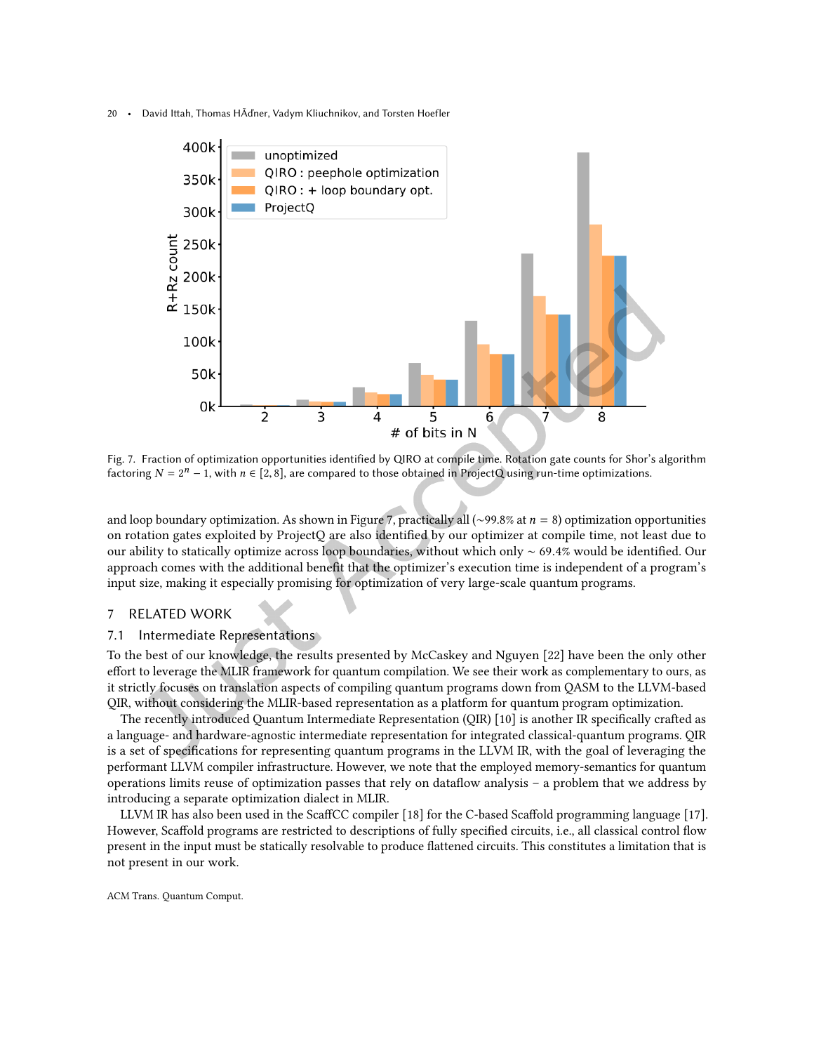Fig. 7. Fraction of optimization opportunities identified by QIRO at compile time. Rotation gate counts for Shor's algorithm factoring $N = 2^n - 1$, with $n \in [2, 8]$, are compared to those obtained in ProjectQ using run-time optimizations.

and loop boundary optimization. As shown in Figure 7, practically all (~99.8% at $n = 8$) optimization opportunities on rotation gates exploited by ProjectQ are also identified by our optimizer at compile time, not least due to our ability to statically optimize across loop boundaries, without which only ~ 69.4% would be identified. Our approach comes with the additional benefit that the optimizer's execution time is independent of a program's input size, making it especially promising for optimization of very large-scale quantum programs.

## 7 RELATED WORK

### 7.1 Intermediate Representations

To the best of our knowledge, the results presented by McCaskey and Nguyen [22] have been the only other effort to leverage the MLIR framework for quantum compilation. We see their work as complementary to ours, as it strictly focuses on translation aspects of compiling quantum programs down from QASM to the LLVM-based QIR, without considering the MLIR-based representation as a platform for quantum program optimization.

The recently introduced Quantum Intermediate Representation (QIR) [10] is another IR specifically crafted as a language- and hardware-agnostic intermediate representation for integrated classical-quantum programs. QIR is a set of specifications for representing quantum programs in the LLVM IR, with the goal of leveraging the performant LLVM compiler infrastructure. However, we note that the employed memory-semantics for quantum operations limits reuse of optimization passes that rely on dataflow analysis – a problem that we address by introducing a separate optimization dialect in MLIR.

LLVM IR has also been used in the ScaffCC compiler [18] for the C-based Scaffold programming language [17]. However, Scaffold programs are restricted to descriptions of fully specified circuits, i.e., all classical control flow present in the input must be statically resolvable to produce flattened circuits. This constitutes a limitation that is not present in our work.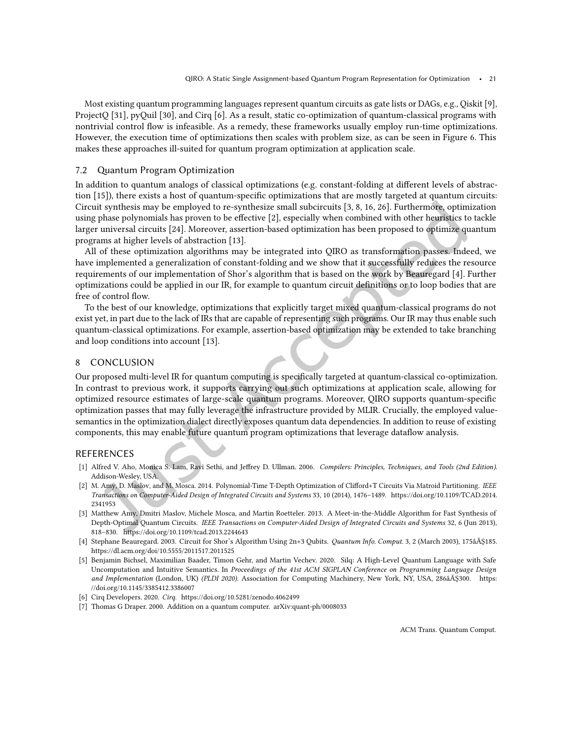Most existing quantum programming languages represent quantum circuits as gate lists or DAGs, e.g., Qiskit [9], ProjectQ [31], pyQuil [30], and Cirq [6]. As a result, static co-optimization of quantum-classical programs with nontrivial control flow is infeasible. As a remedy, these frameworks usually employ run-time optimizations. However, the execution time of optimizations then scales with problem size, as can be seen in Figure 6. This makes these approaches ill-suited for quantum program optimization at application scale.

## 7.2 Quantum Program Optimization

In addition to quantum analogs of classical optimizations (e.g. constant-folding at different levels of abstraction [15]), there exists a host of quantum-specific optimizations that are mostly targeted at quantum circuits: Circuit synthesis may be employed to re-synthesize small subcircuits [3, 8, 16, 26]. Furthermore, optimization using phase polynomials has proven to be effective [2], especially when combined with other heuristics to tackle larger universal circuits [24]. Moreover, assertion-based optimization has been proposed to optimize quantum programs at higher levels of abstraction [13].

All of these optimization algorithms may be integrated into QIRO as transformation passes. Indeed, we have implemented a generalization of constant-folding and we show that it successfully reduces the resource requirements of our implementation of Shor's algorithm that is based on the work by Beauregard [4]. Further optimizations could be applied in our IR, for example to quantum circuit definitions or to loop bodies that are free of control flow.

To the best of our knowledge, optimizations that explicitly target mixed quantum-classical programs do not exist yet, in part due to the lack of IRs that are capable of representing such programs. Our IR may thus enable such quantum-classical optimizations. For example, assertion-based optimization may be extended to take branching and loop conditions into account [13].

# 8 CONCLUSION

Our proposed multi-level IR for quantum computing is specifically targeted at quantum-classical co-optimization. In contrast to previous work, it supports carrying out such optimizations at application scale, allowing for optimized resource estimates of large-scale quantum programs. Moreover, QIRO supports quantum-specific optimization passes that may fully leverage the infrastructure provided by MLIR. Crucially, the employed value-semantics in the optimization dialect directly exposes quantum data dependencies. In addition to reuse of existing components, this may enable future quantum program optimizations that leverage dataflow analysis.

# REFERENCES

[1] Alfred V. Aho, Monica S. Lam, Ravi Sethi, and Jeffrey D. Ullman. 2006. *Compilers: Principles, Techniques, and Tools (2nd Edition)*. Addison-Wesley, USA.

[2] M. Amy, D. Maslov, and M. Mosca. 2014. Polynomial-Time T-Depth Optimization of Clifford+T Circuits Via Matroid Partitioning. *IEEE Transactions on Computer-Aided Design of Integrated Circuits and Systems* 33, 10 (2014), 1476–1489. https://doi.org/10.1109/TCAD.2014.2341953

[3] Matthew Amy, Dmitri Maslov, Michele Mosca, and Martin Roetteler. 2013. A Meet-in-the-Middle Algorithm for Fast Synthesis of Depth-Optimal Quantum Circuits. *IEEE Transactions on Computer-Aided Design of Integrated Circuits and Systems* 32, 6 (Jun 2013), 818–830. https://doi.org/10.1109/tcad.2013.2244643

[4] Stephane Beauregard. 2003. Circuit for Shor's Algorithm Using 2n+3 Qubits. *Quantum Info. Comput.* 3, 2 (March 2003), 175âĂŞ185. https://dl.acm.org/doi/10.5555/2011517.2011525

[5] Benjamin Bichsel, Maximilian Baader, Timon Gehr, and Martin Vechev. 2020. Silq: A High-Level Quantum Language with Safe Uncomputation and Intuitive Semantics. In *Proceedings of the 41st ACM SIGPLAN Conference on Programming Language Design and Implementation* (London, UK) *(PLDI 2020)*. Association for Computing Machinery, New York, NY, USA, 286âĂŞ300. https://doi.org/10.1145/3385412.3386007

[6] Cirq Developers. 2020. *Cirq.* https://doi.org/10.5281/zenodo.4062499

[7] Thomas G Draper. 2000. Addition on a quantum computer. arXiv:quant-ph/0008033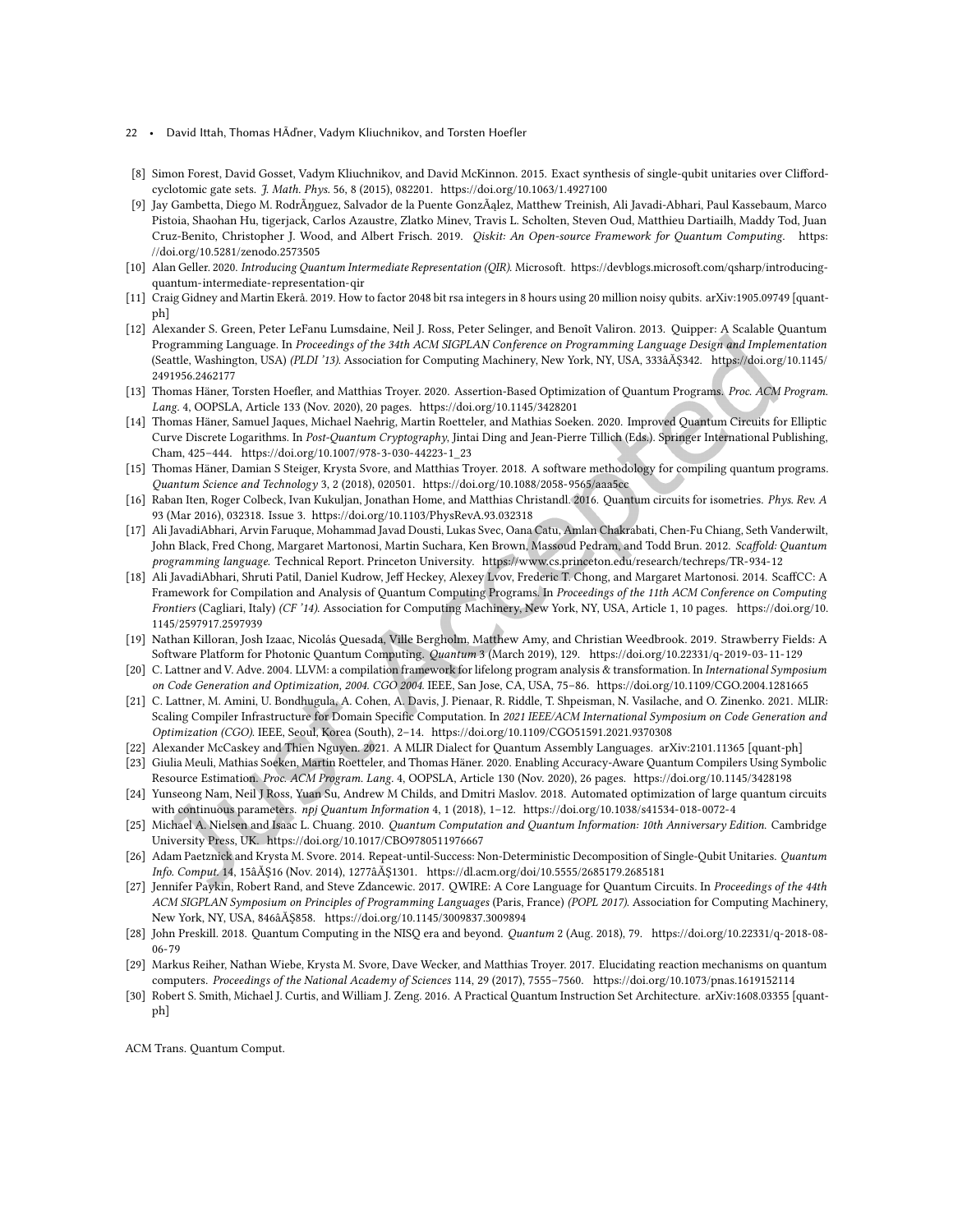[8] Simon Forest, David Gosset, Vadym Kliuchnikov, and David McKinnon. 2015. Exact synthesis of single-qubit unitaries over Clifford-cyclotomic gate sets. *J. Math. Phys.* 56, 8 (2015), 082201. https://doi.org/10.1063/1.4927100

[9] Jay Gambetta, Diego M. RodrÃŋguez, Salvador de la Puente GonzÃąlez, Matthew Treinish, Ali Javadi-Abhari, Paul Kassebaum, Marco Pistoia, Shaohan Hu, tigerjack, Carlos Azaustre, Zlatko Minev, Travis L. Scholten, Steven Oud, Matthieu Dartiailh, Maddy Tod, Juan Cruz-Benito, Christopher J. Wood, and Albert Frisch. 2019. *Qiskit: An Open-source Framework for Quantum Computing.* https://doi.org/10.5281/zenodo.2573505

[10] Alan Geller. 2020. *Introducing Quantum Intermediate Representation (QIR).* Microsoft. https://devblogs.microsoft.com/qsharp/introducing-quantum-intermediate-representation-qir

[11] Craig Gidney and Martin Ekerå. 2019. How to factor 2048 bit rsa integers in 8 hours using 20 million noisy qubits. arXiv:1905.09749 [quant-ph]

[12] Alexander S. Green, Peter LeFanu Lumsdaine, Neil J. Ross, Peter Selinger, and Benoît Valiron. 2013. Quipper: A Scalable Quantum Programming Language. In *Proceedings of the 34th ACM SIGPLAN Conference on Programming Language Design and Implementation* (Seattle, Washington, USA) *(PLDI '13).* Association for Computing Machinery, New York, NY, USA, 333âĂŞ342. https://doi.org/10.1145/2491956.2462177

[13] Thomas Häner, Torsten Hoefler, and Matthias Troyer. 2020. Assertion-Based Optimization of Quantum Programs. *Proc. ACM Program. Lang.* 4, OOPSLA, Article 133 (Nov. 2020), 20 pages. https://doi.org/10.1145/3428201

[14] Thomas Häner, Samuel Jaques, Michael Naehrig, Martin Roetteler, and Mathias Soeken. 2020. Improved Quantum Circuits for Elliptic Curve Discrete Logarithms. In *Post-Quantum Cryptography*, Jintai Ding and Jean-Pierre Tillich (Eds.). Springer International Publishing, Cham, 425–444. https://doi.org/10.1007/978-3-030-44223-1_23

[15] Thomas Häner, Damian S Steiger, Krysta Svore, and Matthias Troyer. 2018. A software methodology for compiling quantum programs. *Quantum Science and Technology* 3, 2 (2018), 020501. https://doi.org/10.1088/2058-9565/aaa5cc

[16] Raban Iten, Roger Colbeck, Ivan Kukuljan, Jonathan Home, and Matthias Christandl. 2016. Quantum circuits for isometries. *Phys. Rev. A* 93 (Mar 2016), 032318. Issue 3. https://doi.org/10.1103/PhysRevA.93.032318

[17] Ali JavadiAbhari, Arvin Faruque, Mohammad Javad Dousti, Lukas Svec, Oana Catu, Amlan Chakrabati, Chen-Fu Chiang, Seth Vanderwilt, John Black, Fred Chong, Margaret Martonosi, Martin Suchara, Ken Brown, Massoud Pedram, and Todd Brun. 2012. *Scaffold: Quantum programming language.* Technical Report. Princeton University. https://www.cs.princeton.edu/research/techreps/TR-934-12

[18] Ali JavadiAbhari, Shruti Patil, Daniel Kudrow, Jeff Heckey, Alexey Lvov, Frederic T. Chong, and Margaret Martonosi. 2014. ScaffCC: A Framework for Compilation and Analysis of Quantum Computing Programs. In *Proceedings of the 11th ACM Conference on Computing Frontiers* (Cagliari, Italy) *(CF '14).* Association for Computing Machinery, New York, NY, USA, Article 1, 10 pages. https://doi.org/10.1145/2597917.2597939

[19] Nathan Killoran, Josh Izaac, Nicolás Quesada, Ville Bergholm, Matthew Amy, and Christian Weedbrook. 2019. Strawberry Fields: A Software Platform for Photonic Quantum Computing. *Quantum* 3 (March 2019), 129. https://doi.org/10.22331/q-2019-03-11-129

[20] C. Lattner and V. Adve. 2004. LLVM: a compilation framework for lifelong program analysis & transformation. In *International Symposium on Code Generation and Optimization, 2004. CGO 2004.* IEEE, San Jose, CA, USA, 75–86. https://doi.org/10.1109/CGO.2004.1281665

[21] C. Lattner, M. Amini, U. Bondhugula, A. Cohen, A. Davis, J. Pienaar, R. Riddle, T. Shpeisman, N. Vasilache, and O. Zinenko. 2021. MLIR: Scaling Compiler Infrastructure for Domain Specific Computation. In *2021 IEEE/ACM International Symposium on Code Generation and Optimization (CGO).* IEEE, Seoul, Korea (South), 2–14. https://doi.org/10.1109/CGO51591.2021.9370308

[22] Alexander McCaskey and Thien Nguyen. 2021. A MLIR Dialect for Quantum Assembly Languages. arXiv:2101.11365 [quant-ph]

[23] Giulia Meuli, Mathias Soeken, Martin Roetteler, and Thomas Häner. 2020. Enabling Accuracy-Aware Quantum Compilers Using Symbolic Resource Estimation. *Proc. ACM Program. Lang.* 4, OOPSLA, Article 130 (Nov. 2020), 26 pages. https://doi.org/10.1145/3428198

[24] Yunseong Nam, Neil J Ross, Yuan Su, Andrew M Childs, and Dmitri Maslov. 2018. Automated optimization of large quantum circuits with continuous parameters. *npj Quantum Information* 4, 1 (2018), 1–12. https://doi.org/10.1038/s41534-018-0072-4

[25] Michael A. Nielsen and Isaac L. Chuang. 2010. *Quantum Computation and Quantum Information: 10th Anniversary Edition.* Cambridge University Press, UK. https://doi.org/10.1017/CBO9780511976667

[26] Adam Paetznick and Krysta M. Svore. 2014. Repeat-until-Success: Non-Deterministic Decomposition of Single-Qubit Unitaries. *Quantum Info. Comput.* 14, 15âĂŞ16 (Nov. 2014), 1277âĂŞ1301. https://dl.acm.org/doi/10.5555/2685179.2685181

[27] Jennifer Paykin, Robert Rand, and Steve Zdancewic. 2017. QWIRE: A Core Language for Quantum Circuits. In *Proceedings of the 44th ACM SIGPLAN Symposium on Principles of Programming Languages* (Paris, France) *(POPL 2017).* Association for Computing Machinery, New York, NY, USA, 846âĂŞ858. https://doi.org/10.1145/3009837.3009894

[28] John Preskill. 2018. Quantum Computing in the NISQ era and beyond. *Quantum* 2 (Aug. 2018), 79. https://doi.org/10.22331/q-2018-08-06-79

[29] Markus Reiher, Nathan Wiebe, Krysta M. Svore, Dave Wecker, and Matthias Troyer. 2017. Elucidating reaction mechanisms on quantum computers. *Proceedings of the National Academy of Sciences* 114, 29 (2017), 7555–7560. https://doi.org/10.1073/pnas.1619152114

[30] Robert S. Smith, Michael J. Curtis, and William J. Zeng. 2016. A Practical Quantum Instruction Set Architecture. arXiv:1608.03355 [quant-ph]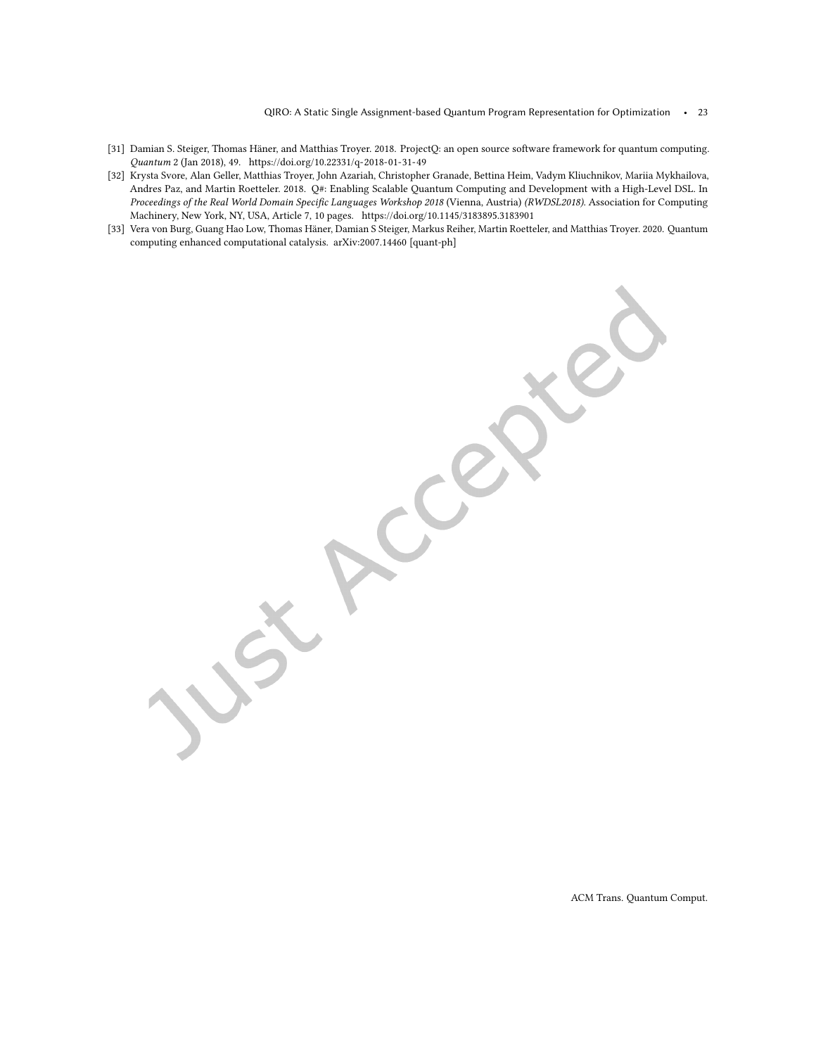[31] Damian S. Steiger, Thomas Häner, and Matthias Troyer. 2018. ProjectQ: an open source software framework for quantum computing. *Quantum* 2 (Jan 2018), 49. https://doi.org/10.22331/q-2018-01-31-49

[32] Krysta Svore, Alan Geller, Matthias Troyer, John Azariah, Christopher Granade, Bettina Heim, Vadym Kliuchnikov, Mariia Mykhailova, Andres Paz, and Martin Roetteler. 2018. Q#: Enabling Scalable Quantum Computing and Development with a High-Level DSL. In *Proceedings of the Real World Domain Specific Languages Workshop 2018* (Vienna, Austria) *(RWDSL2018)*. Association for Computing Machinery, New York, NY, USA, Article 7, 10 pages. https://doi.org/10.1145/3183895.3183901

[33] Vera von Burg, Guang Hao Low, Thomas Häner, Damian S Steiger, Markus Reiher, Martin Roetteler, and Matthias Troyer. 2020. Quantum computing enhanced computational catalysis. arXiv:2007.14460 [quant-ph]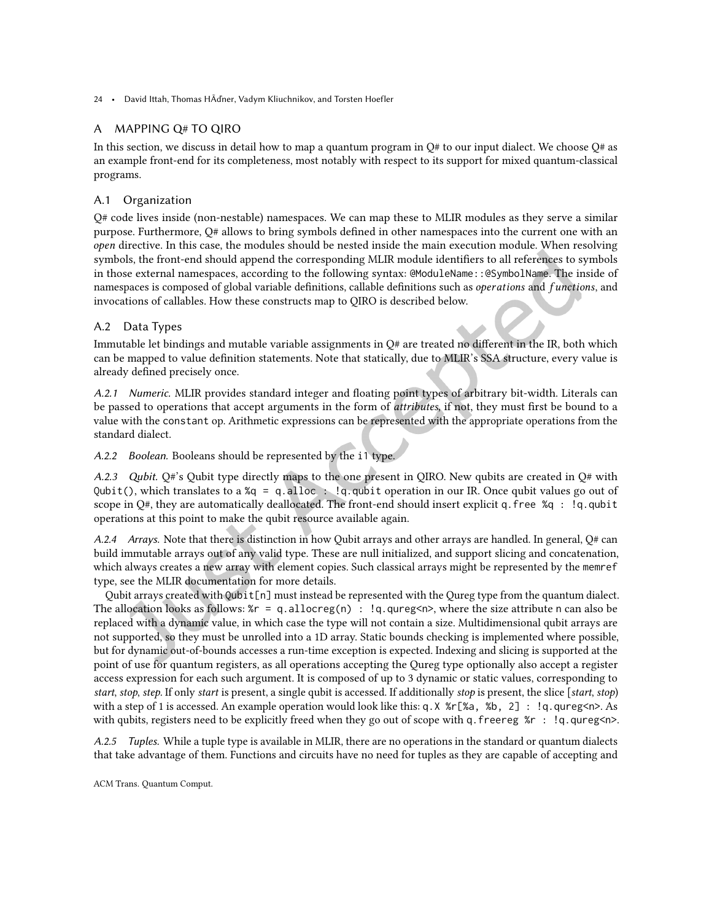# A MAPPING Q# TO QIRO

In this section, we discuss in detail how to map a quantum program in Q# to our input dialect. We choose Q# as an example front-end for its completeness, most notably with respect to its support for mixed quantum-classical programs.

## A.1 Organization

Q# code lives inside (non-nestable) namespaces. We can map these to MLIR modules as they serve a similar purpose. Furthermore, Q# allows to bring symbols defined in other namespaces into the current one with an *open* directive. In this case, the modules should be nested inside the main execution module. When resolving symbols, the front-end should append the corresponding MLIR module identifiers to all references to symbols in those external namespaces, according to the following syntax: `@ModuleName::@SymbolName`. The inside of namespaces is composed of global variable definitions, callable definitions such as *operations* and *functions*, and invocations of callables. How these constructs map to QIRO is described below.

## A.2 Data Types

Immutable let bindings and mutable variable assignments in Q# are treated no different in the IR, both which can be mapped to value definition statements. Note that statically, due to MLIR's SSA structure, every value is already defined precisely once.

*A.2.1 Numeric.* MLIR provides standard integer and floating point types of arbitrary bit-width. Literals can be passed to operations that accept arguments in the form of *attributes*, if not, they must first be bound to a value with the `constant` op. Arithmetic expressions can be represented with the appropriate operations from the standard dialect.

*A.2.2 Boolean.* Booleans should be represented by the `i1` type.

*A.2.3 Qubit.* Q#'s Qubit type directly maps to the one present in QIRO. New qubits are created in Q# with `Qubit()`, which translates to a `%q = q.alloc : !q.qubit` operation in our IR. Once qubit values go out of scope in Q#, they are automatically deallocated. The front-end should insert explicit `q.free %q : !q.qubit` operations at this point to make the qubit resource available again.

*A.2.4 Arrays.* Note that there is distinction in how Qubit arrays and other arrays are handled. In general, Q# can build immutable arrays out of any valid type. These are null initialized, and support slicing and concatenation, which always creates a new array with element copies. Such classical arrays might be represented by the `memref` type, see the MLIR documentation for more details.

Qubit arrays created with `Qubit[n]` must instead be represented with the Qureg type from the quantum dialect. The allocation looks as follows: `%r = q.allocreg(n) : !q.qureg<n>`, where the size attribute `n` can also be replaced with a dynamic value, in which case the type will not contain a size. Multidimensional qubit arrays are not supported, so they must be unrolled into a 1D array. Static bounds checking is implemented where possible, but for dynamic out-of-bounds accesses a run-time exception is expected. Indexing and slicing is supported at the point of use for quantum registers, as all operations accepting the Qureg type optionally also accept a register access expression for each such argument. It is composed of up to 3 dynamic or static values, corresponding to *start*, *stop*, *step*. If only *start* is present, a single qubit is accessed. If additionally *stop* is present, the slice [*start*, *stop*) with a step of 1 is accessed. An example operation would look like this: `q.X %r[%a, %b, 2] : !q.qureg<n>`. As with qubits, registers need to be explicitly freed when they go out of scope with `q.freereg %r : !q.qureg<n>`.

*A.2.5 Tuples.* While a tuple type is available in MLIR, there are no operations in the standard or quantum dialects that take advantage of them. Functions and circuits have no need for tuples as they are capable of accepting and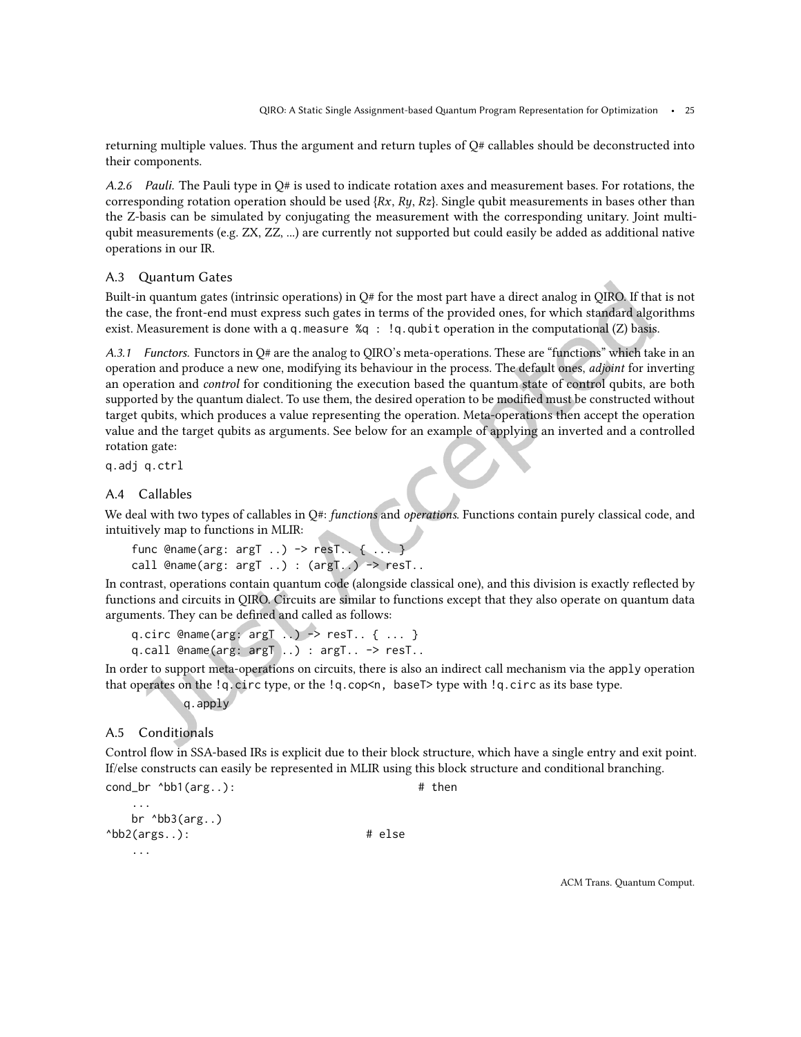returning multiple values. Thus the argument and return tuples of Q# callables should be deconstructed into their components.

*A.2.6 Pauli.* The Pauli type in Q# is used to indicate rotation axes and measurement bases. For rotations, the corresponding rotation operation should be used {*Rx*, *Ry*, *Rz*}. Single qubit measurements in bases other than the Z-basis can be simulated by conjugating the measurement with the corresponding unitary. Joint multi-qubit measurements (e.g. ZX, ZZ, ...) are currently not supported but could easily be added as additional native operations in our IR.

## A.3 Quantum Gates

Built-in quantum gates (intrinsic operations) in Q# for the most part have a direct analog in QIRO. If that is not the case, the front-end must express such gates in terms of the provided ones, for which standard algorithms exist. Measurement is done with a `q.measure %q : !q.qubit` operation in the computational (Z) basis.

*A.3.1 Functors.* Functors in Q# are the analog to QIRO's meta-operations. These are "functions" which take in an operation and produce a new one, modifying its behaviour in the process. The default ones, *adjoint* for inverting an operation and *control* for conditioning the execution based the quantum state of control qubits, are both supported by the quantum dialect. To use them, the desired operation to be modified must be constructed without target qubits, which produces a value representing the operation. Meta-operations then accept the operation value and the target qubits as arguments. See below for an example of applying an inverted and a controlled rotation gate:

```
q.adj q.ctrl
```

## A.4 Callables

We deal with two types of callables in Q#: *functions* and *operations*. Functions contain purely classical code, and intuitively map to functions in MLIR:

```
func @name(arg: argT ..) -> resT.. { ... }
call @name(arg: argT ..) : (argT..) -> resT..
```

In contrast, operations contain quantum code (alongside classical one), and this division is exactly reflected by functions and circuits in QIRO. Circuits are similar to functions except that they also operate on quantum data arguments. They can be defined and called as follows:

```
q.circ @name(arg: argT ..) -> resT.. { ... }
q.call @name(arg: argT ..) : argT.. -> resT..
```

In order to support meta-operations on circuits, there is also an indirect call mechanism via the `apply` operation that operates on the `!q.circ` type, or the `!q.cop<n, baseT>` type with `!q.circ` as its base type.

```
q.apply
```

## A.5 Conditionals

Control flow in SSA-based IRs is explicit due to their block structure, which have a single entry and exit point. If/else constructs can easily be represented in MLIR using this block structure and conditional branching.

```
cond_br ^bb1(arg..):                    # then
    ...
    br ^bb3(arg..)
^bb2(args..):                   # else
    ...
```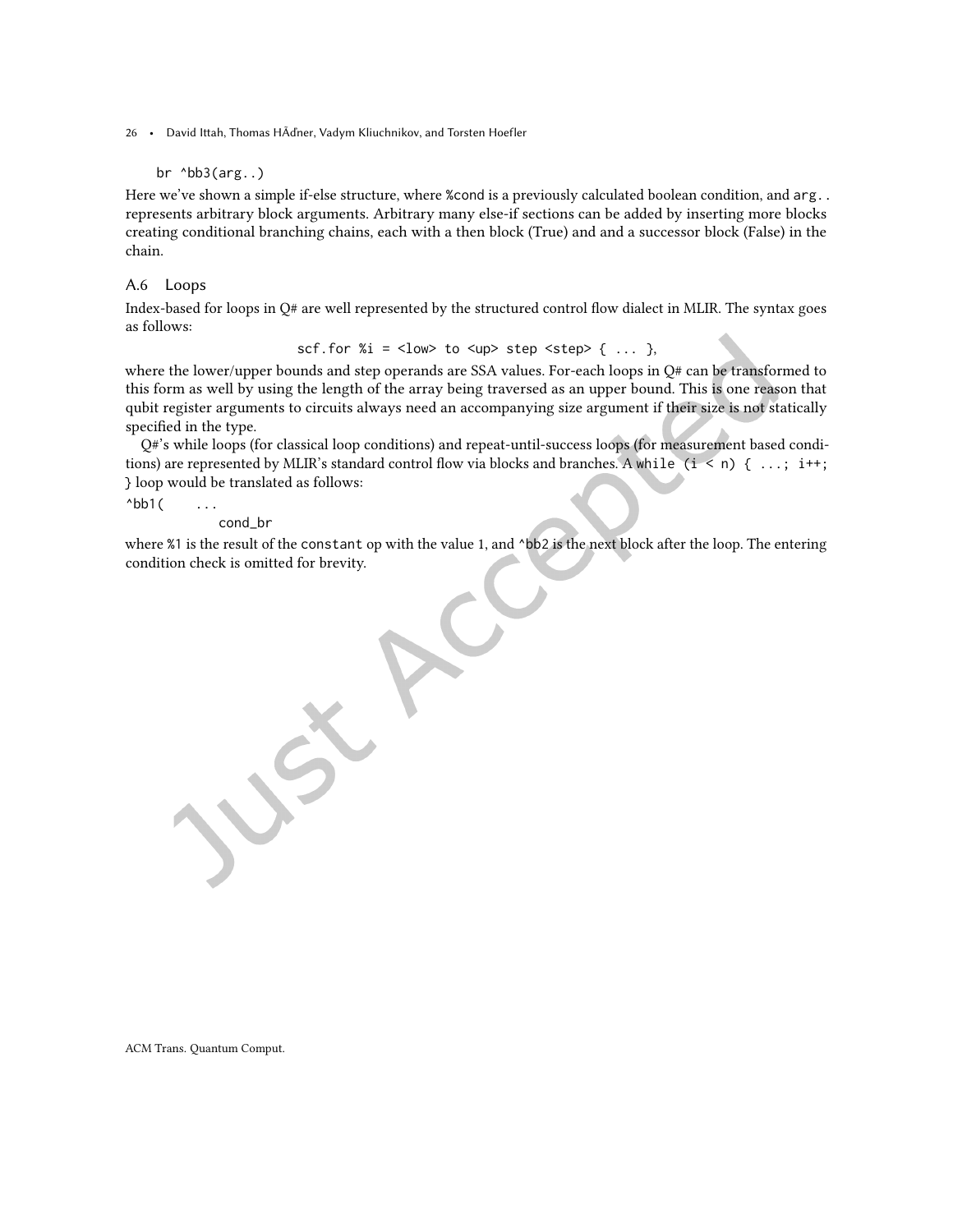```
br ^bb3(arg..)
```

Here we've shown a simple if-else structure, where `%cond` is a previously calculated boolean condition, and `arg..` represents arbitrary block arguments. Arbitrary many else-if sections can be added by inserting more blocks creating conditional branching chains, each with a then block (True) and and a successor block (False) in the chain.

## A.6 Loops

Index-based for loops in Q# are well represented by the structured control flow dialect in MLIR. The syntax goes as follows:

```
scf.for %i = <low> to <up> step <step> { ... },
```

where the lower/upper bounds and step operands are SSA values. For-each loops in Q# can be transformed to this form as well by using the length of the array being traversed as an upper bound. This is one reason that qubit register arguments to circuits always need an accompanying size argument if their size is not statically specified in the type.

Q#'s while loops (for classical loop conditions) and repeat-until-success loops (for measurement based conditions) are represented by MLIR's standard control flow via blocks and branches. A `while (i < n) { ...; i++; }` loop would be translated as follows:

```
^bb1(     ...
          cond_br
```

where `%1` is the result of the `constant` op with the value 1, and `^bb2` is the next block after the loop. The entering condition check is omitted for brevity.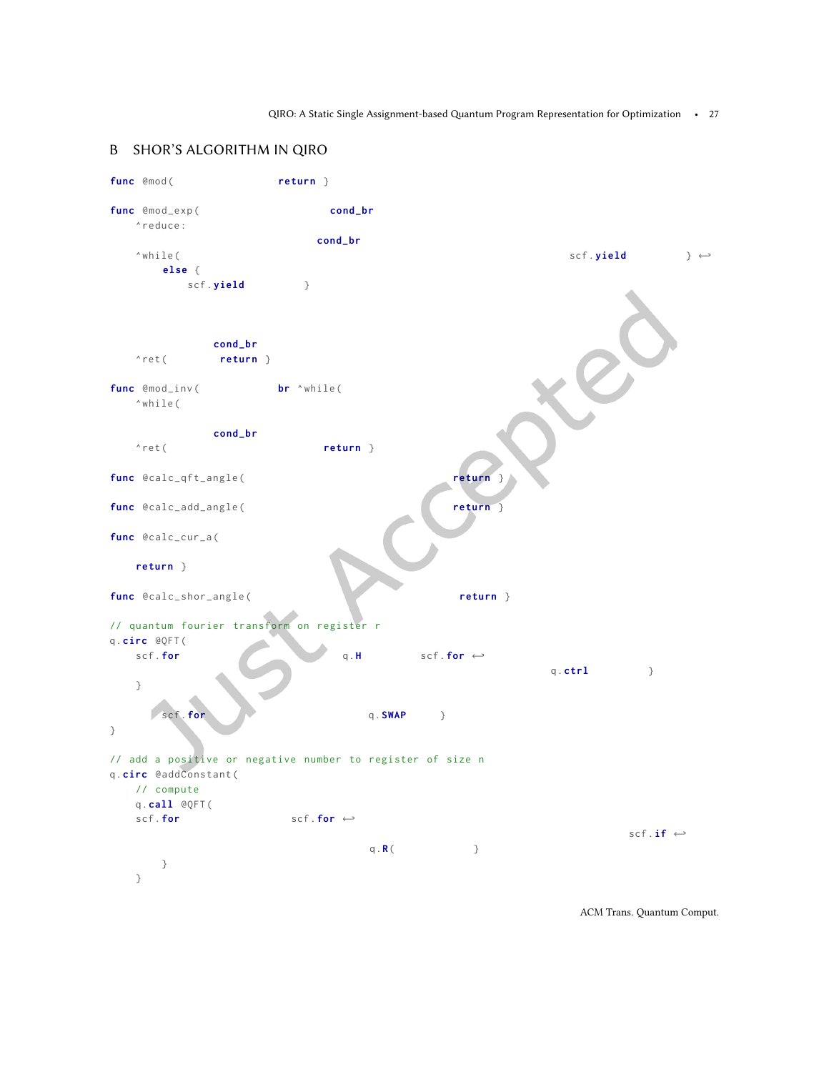## B SHOR'S ALGORITHM IN QIRO

```
func @mod(                 return }

func @mod_exp(                      cond_br
    ^reduce:
                                  cond_br
    ^while(                                                                         scf.yield          } ↩
        else {
            scf.yield          }




                cond_br
    ^ret(        return }

func @mod_inv(             br ^while(
    ^while(


                cond_br
    ^ret(                           return }

func @calc_qft_angle(                                  return }

func @calc_add_angle(                                  return }

func @calc_cur_a(

    return }

func @calc_shor_angle(                                  return }

// quantum fourier transform on register r
q.circ @QFT(
    scf.for                           q.H          scf.for ↩
                                                                q.ctrl          }
    }

        scf.for                           q.SWAP      }
}

// add a positive or negative number to register of size n
q.circ @addConstant(
    // compute
    q.call @QFT(
    scf.for                  scf.for ↩
                                                                                    scf.if ↩
                                           q.R(            }
        }
    }
```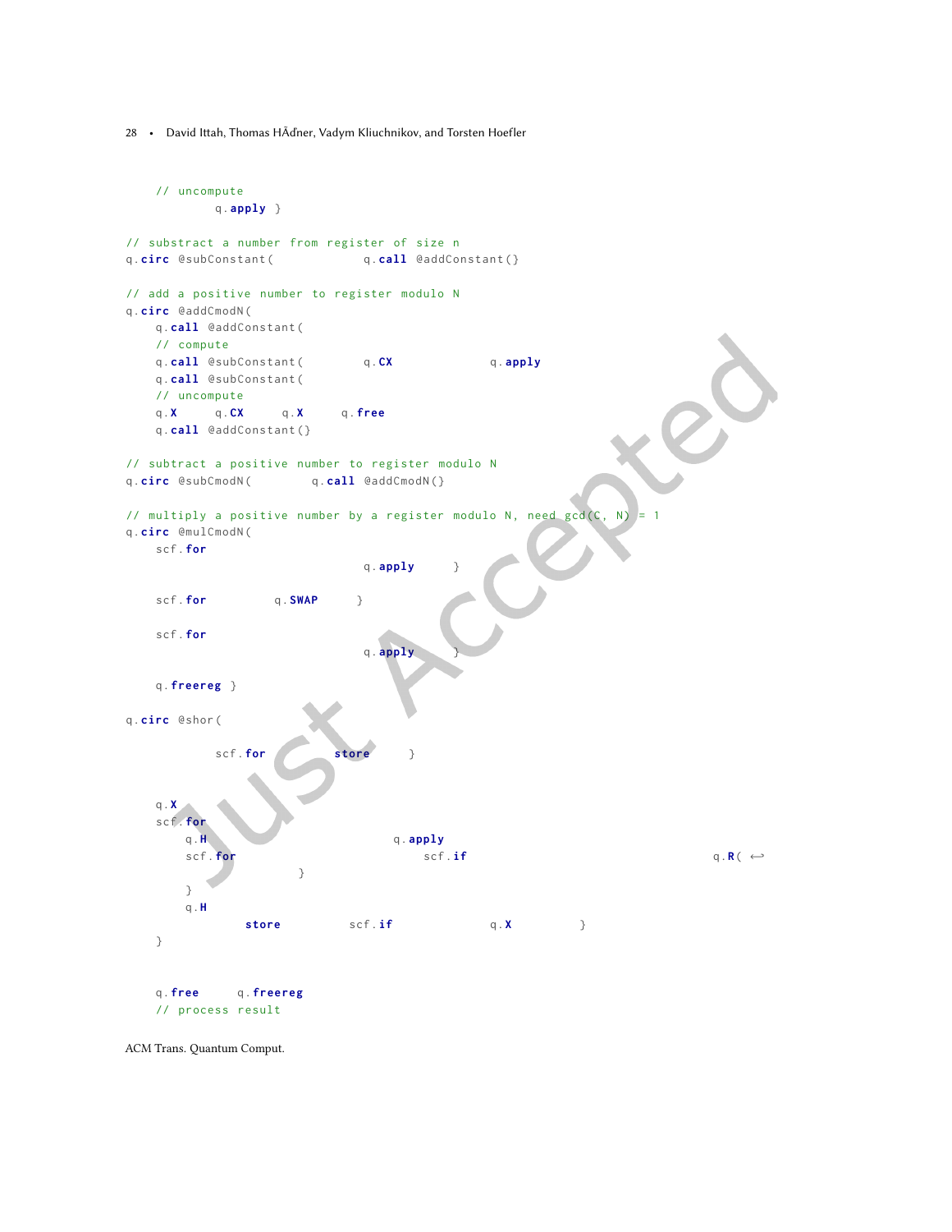```
    // uncompute
            q.apply }

// substract a number from register of size n
q.circ @subConstant(            q.call @addConstant{}

// add a positive number to register modulo N
q.circ @addCmodN(
    q.call @addConstant(
    // compute
    q.call @subConstant(        q.CX              q.apply
    q.call @subConstant(
    // uncompute
    q.X      q.CX      q.X      q.free
    q.call @addConstant{}

// subtract a positive number to register modulo N
q.circ @subCmodN(        q.call @addCmodN{}

// multiply a positive number by a register modulo N, need gcd(C, N) = 1
q.circ @mulCmodN(
    scf.for
                                    q.apply      }

    scf.for          q.SWAP      }

    scf.for
                                    q.apply      }

    q.freereg }

q.circ @shor(

            scf.for          store      }


    q.X
    scf.for
        q.H                              q.apply
        scf.for                              scf.if                                                  q.R( ↩
                        }
        }
        q.H
                store           scf.if              q.X          }
    }


    q.free      q.freereg
    // process result
```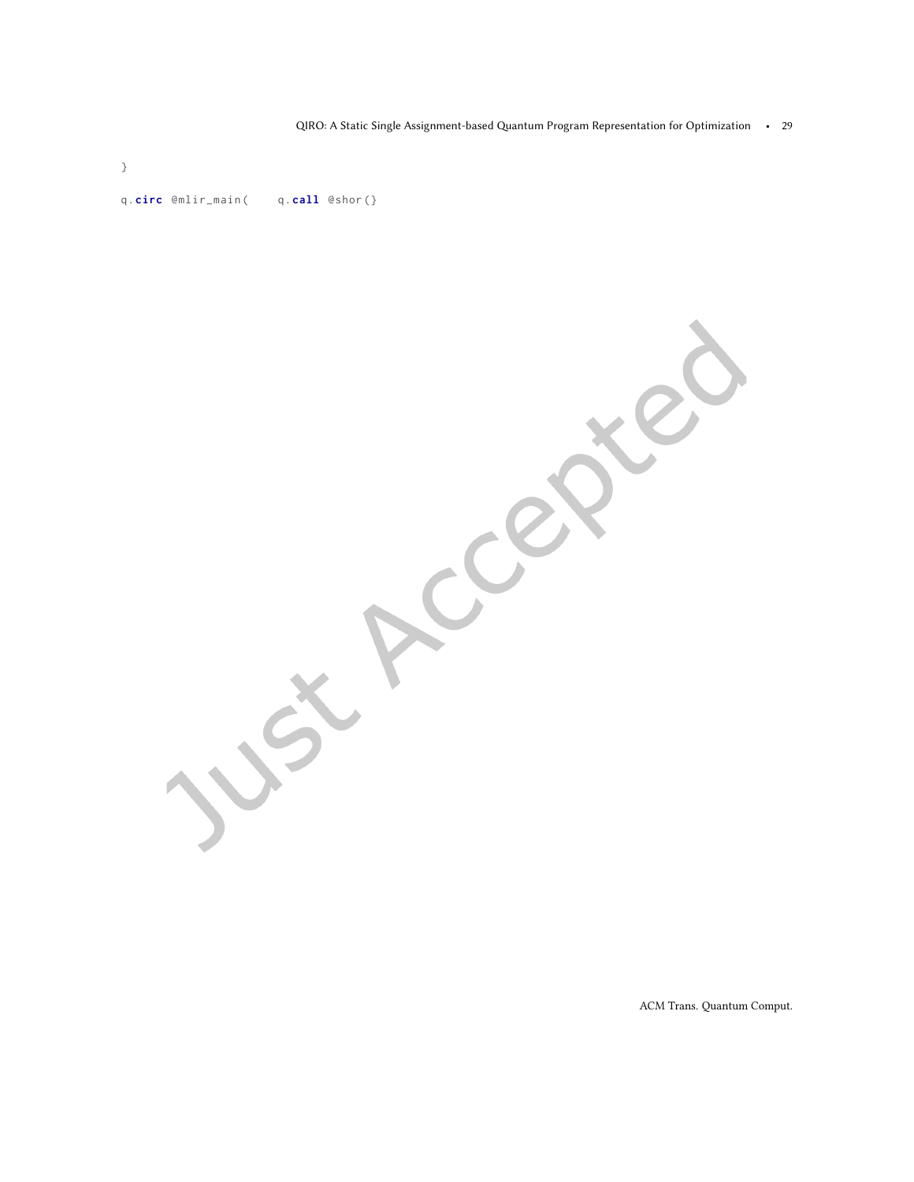```
}

q.circ @mlir_main(    q.call @shor()
```